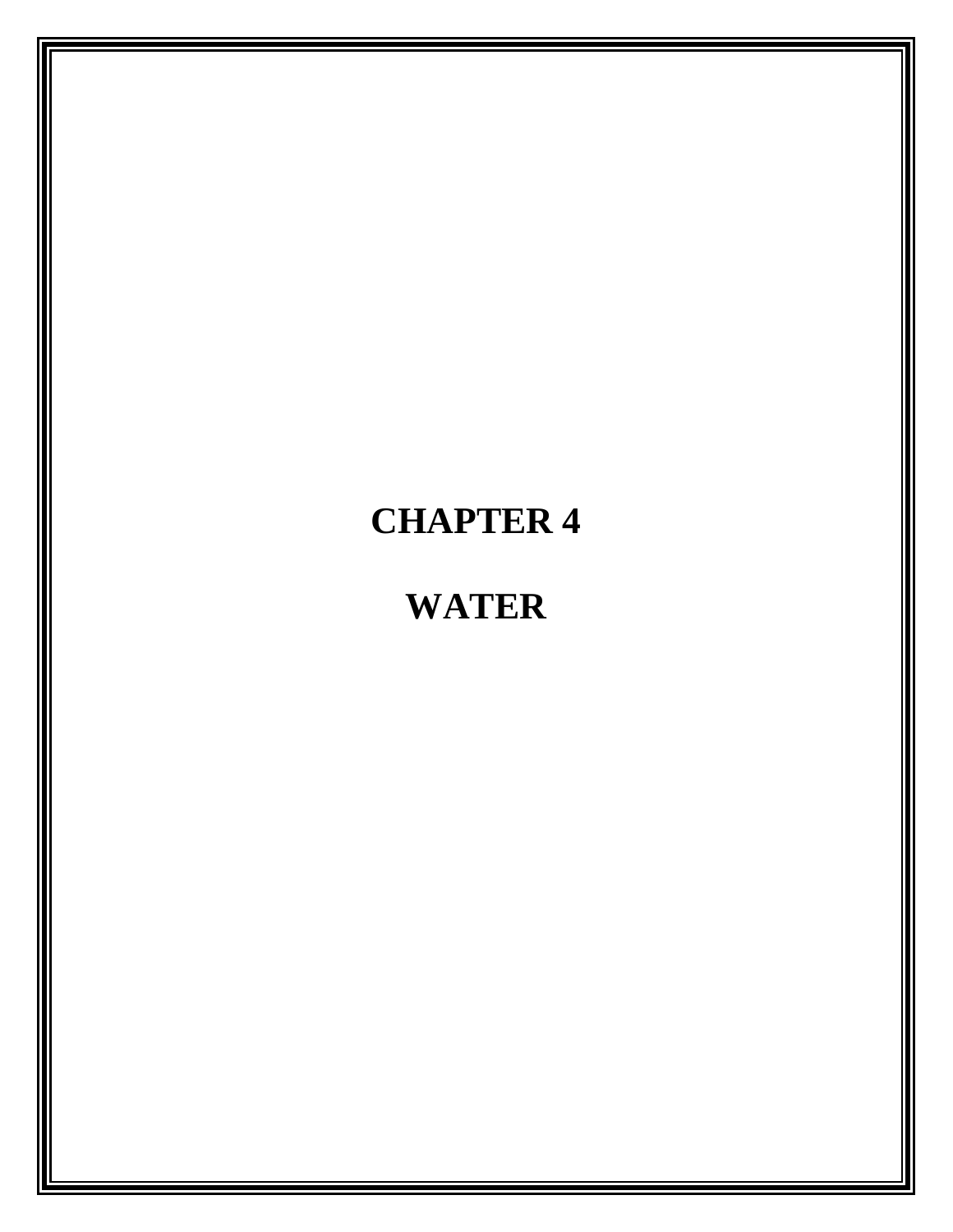# CHAPTER 4

# WATER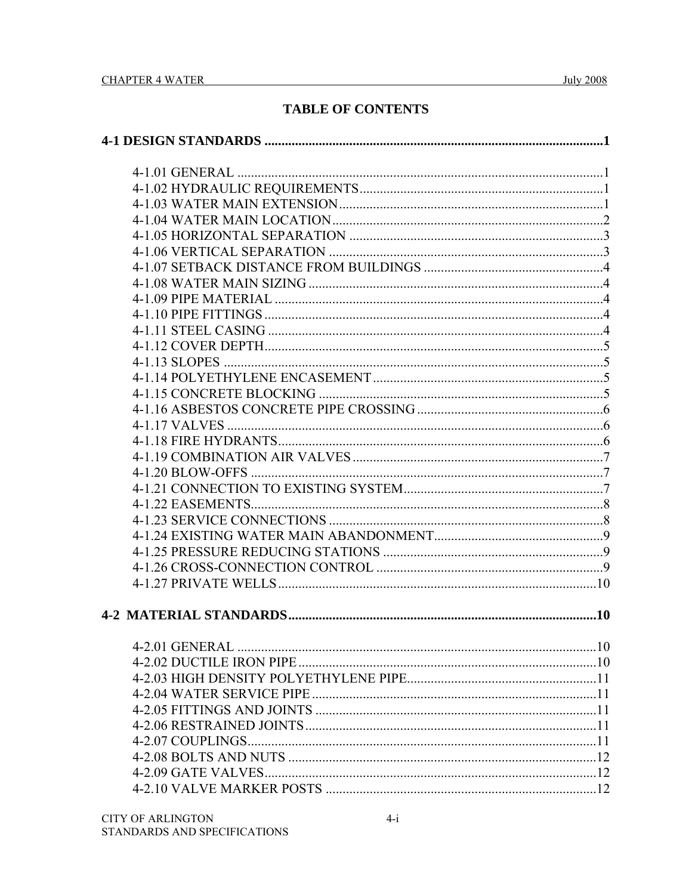# TABLE OF CONTENTS

**4-1 DESIGN STANDARDS .................................................................................................1**

4-1.01 GENERAL ............................................................................................................1
4-1.02 HYDRAULIC REQUIREMENTS........................................................................1
4-1.03 WATER MAIN EXTENSION..............................................................................1
4-1.04 WATER MAIN LOCATION................................................................................2
4-1.05 HORIZONTAL SEPARATION ...........................................................................3
4-1.06 VERTICAL SEPARATION ................................................................................3
4-1.07 SETBACK DISTANCE FROM BUILDINGS .....................................................4
4-1.08 WATER MAIN SIZING .......................................................................................4
4-1.09 PIPE MATERIAL .................................................................................................4
4-1.10 PIPE FITTINGS ....................................................................................................4
4-1.11 STEEL CASING ...................................................................................................4
4-1.12 COVER DEPTH....................................................................................................5
4-1.13 SLOPES ................................................................................................................5
4-1.14 POLYETHYLENE ENCASEMENT ....................................................................5
4-1.15 CONCRETE BLOCKING ....................................................................................5
4-1.16 ASBESTOS CONCRETE PIPE CROSSING .......................................................6
4-1.17 VALVES ...............................................................................................................6
4-1.18 FIRE HYDRANTS................................................................................................6
4-1.19 COMBINATION AIR VALVES ..........................................................................7
4-1.20 BLOW-OFFS ........................................................................................................7
4-1.21 CONNECTION TO EXISTING SYSTEM...........................................................7
4-1.22 EASEMENTS........................................................................................................8
4-1.23 SERVICE CONNECTIONS .................................................................................8
4-1.24 EXISTING WATER MAIN ABANDONMENT..................................................9
4-1.25 PRESSURE REDUCING STATIONS .................................................................9
4-1.26 CROSS-CONNECTION CONTROL ...................................................................9
4-1.27 PRIVATE WELLS..............................................................................................10

**4-2 MATERIAL STANDARDS...........................................................................................10**

4-2.01 GENERAL ..........................................................................................................10
4-2.02 DUCTILE IRON PIPE........................................................................................10
4-2.03 HIGH DENSITY POLYETHYLENE PIPE........................................................11
4-2.04 WATER SERVICE PIPE....................................................................................11
4-2.05 FITTINGS AND JOINTS ...................................................................................11
4-2.06 RESTRAINED JOINTS......................................................................................11
4-2.07 COUPLINGS.......................................................................................................11
4-2.08 BOLTS AND NUTS ...........................................................................................12
4-2.09 GATE VALVES..................................................................................................12
4-2.10 VALVE MARKER POSTS ................................................................................12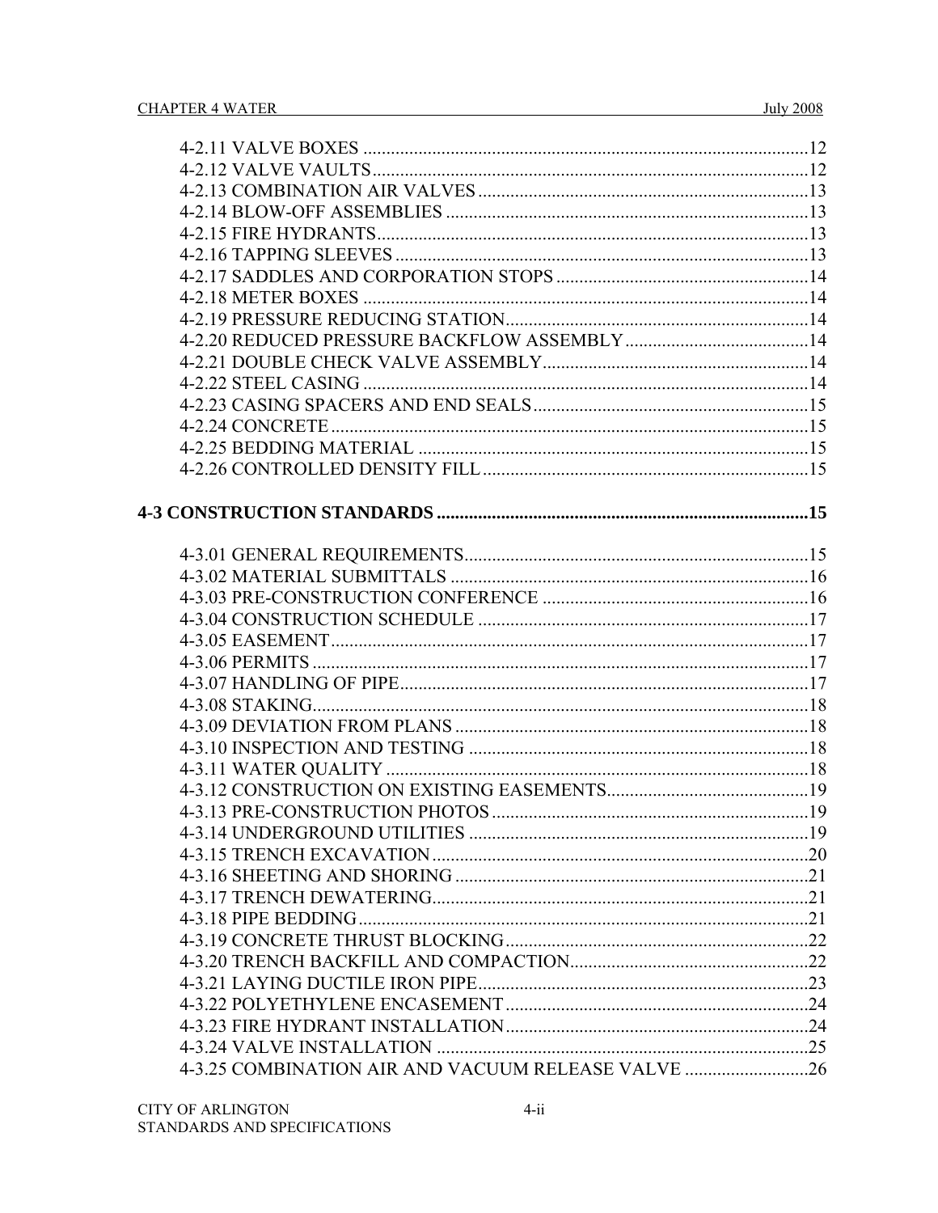4-2.11 VALVE BOXES .....12
4-2.12 VALVE VAULTS .....12
4-2.13 COMBINATION AIR VALVES .....13
4-2.14 BLOW-OFF ASSEMBLIES .....13
4-2.15 FIRE HYDRANTS .....13
4-2.16 TAPPING SLEEVES .....13
4-2.17 SADDLES AND CORPORATION STOPS .....14
4-2.18 METER BOXES .....14
4-2.19 PRESSURE REDUCING STATION .....14
4-2.20 REDUCED PRESSURE BACKFLOW ASSEMBLY .....14
4-2.21 DOUBLE CHECK VALVE ASSEMBLY .....14
4-2.22 STEEL CASING .....14
4-2.23 CASING SPACERS AND END SEALS .....15
4-2.24 CONCRETE .....15
4-2.25 BEDDING MATERIAL .....15
4-2.26 CONTROLLED DENSITY FILL .....15

**4-3 CONSTRUCTION STANDARDS .....15**

4-3.01 GENERAL REQUIREMENTS .....15
4-3.02 MATERIAL SUBMITTALS .....16
4-3.03 PRE-CONSTRUCTION CONFERENCE .....16
4-3.04 CONSTRUCTION SCHEDULE .....17
4-3.05 EASEMENT .....17
4-3.06 PERMITS .....17
4-3.07 HANDLING OF PIPE .....17
4-3.08 STAKING .....18
4-3.09 DEVIATION FROM PLANS .....18
4-3.10 INSPECTION AND TESTING .....18
4-3.11 WATER QUALITY .....18
4-3.12 CONSTRUCTION ON EXISTING EASEMENTS .....19
4-3.13 PRE-CONSTRUCTION PHOTOS .....19
4-3.14 UNDERGROUND UTILITIES .....19
4-3.15 TRENCH EXCAVATION .....20
4-3.16 SHEETING AND SHORING .....21
4-3.17 TRENCH DEWATERING .....21
4-3.18 PIPE BEDDING .....21
4-3.19 CONCRETE THRUST BLOCKING .....22
4-3.20 TRENCH BACKFILL AND COMPACTION .....22
4-3.21 LAYING DUCTILE IRON PIPE .....23
4-3.22 POLYETHYLENE ENCASEMENT .....24
4-3.23 FIRE HYDRANT INSTALLATION .....24
4-3.24 VALVE INSTALLATION .....25
4-3.25 COMBINATION AIR AND VACUUM RELEASE VALVE .....26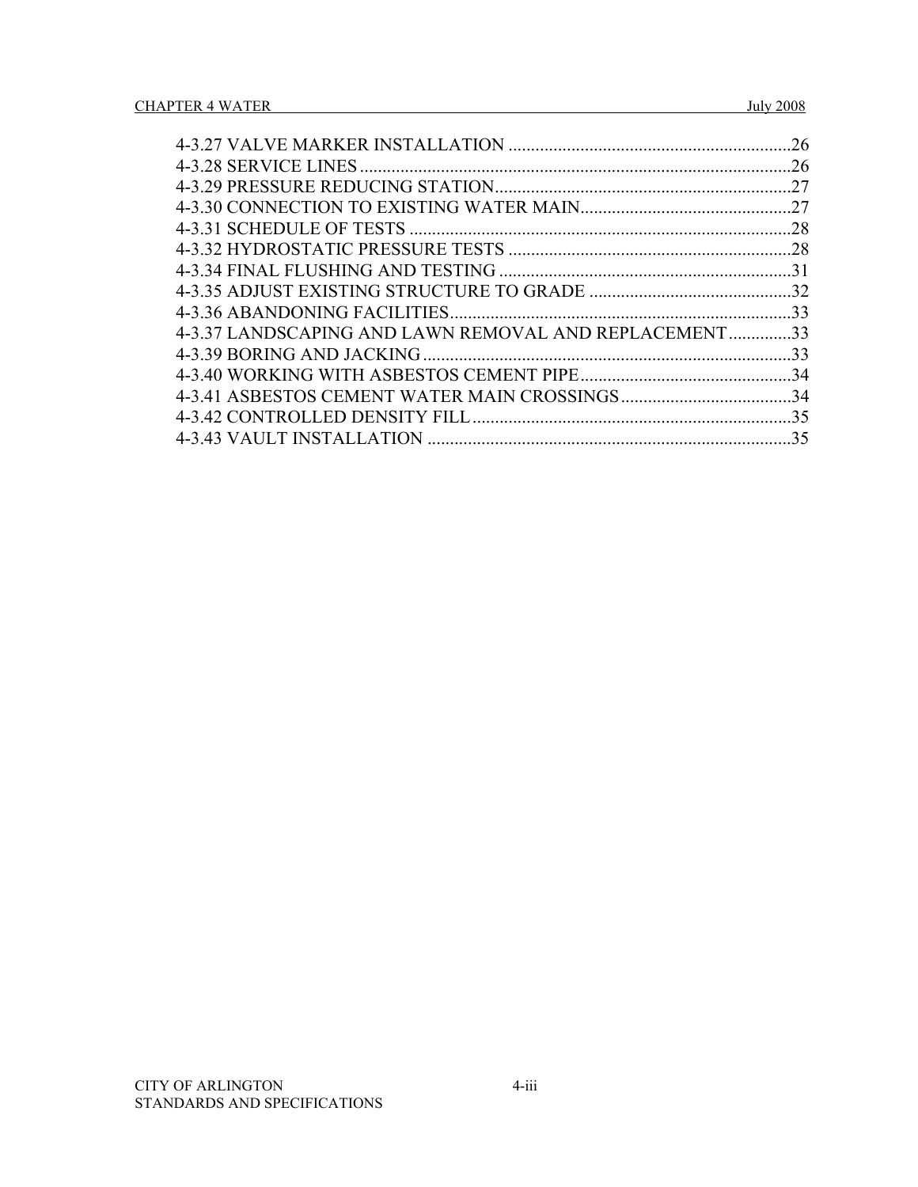4-3.27 VALVE MARKER INSTALLATION ....................................................................26
4-3.28 SERVICE LINES ..........................................................................................26
4-3.29 PRESSURE REDUCING STATION...............................................................27
4-3.30 CONNECTION TO EXISTING WATER MAIN...............................................27
4-3.31 SCHEDULE OF TESTS ...............................................................................28
4-3.32 HYDROSTATIC PRESSURE TESTS ...........................................................28
4-3.34 FINAL FLUSHING AND TESTING ..............................................................31
4-3.35 ADJUST EXISTING STRUCTURE TO GRADE ............................................32
4-3.36 ABANDONING FACILITIES.........................................................................33
4-3.37 LANDSCAPING AND LAWN REMOVAL AND REPLACEMENT..............33
4-3.39 BORING AND JACKING .............................................................................33
4-3.40 WORKING WITH ASBESTOS CEMENT PIPE............................................34
4-3.41 ASBESTOS CEMENT WATER MAIN CROSSINGS.....................................34
4-3.42 CONTROLLED DENSITY FILL ....................................................................35
4-3.43 VAULT INSTALLATION ..............................................................................35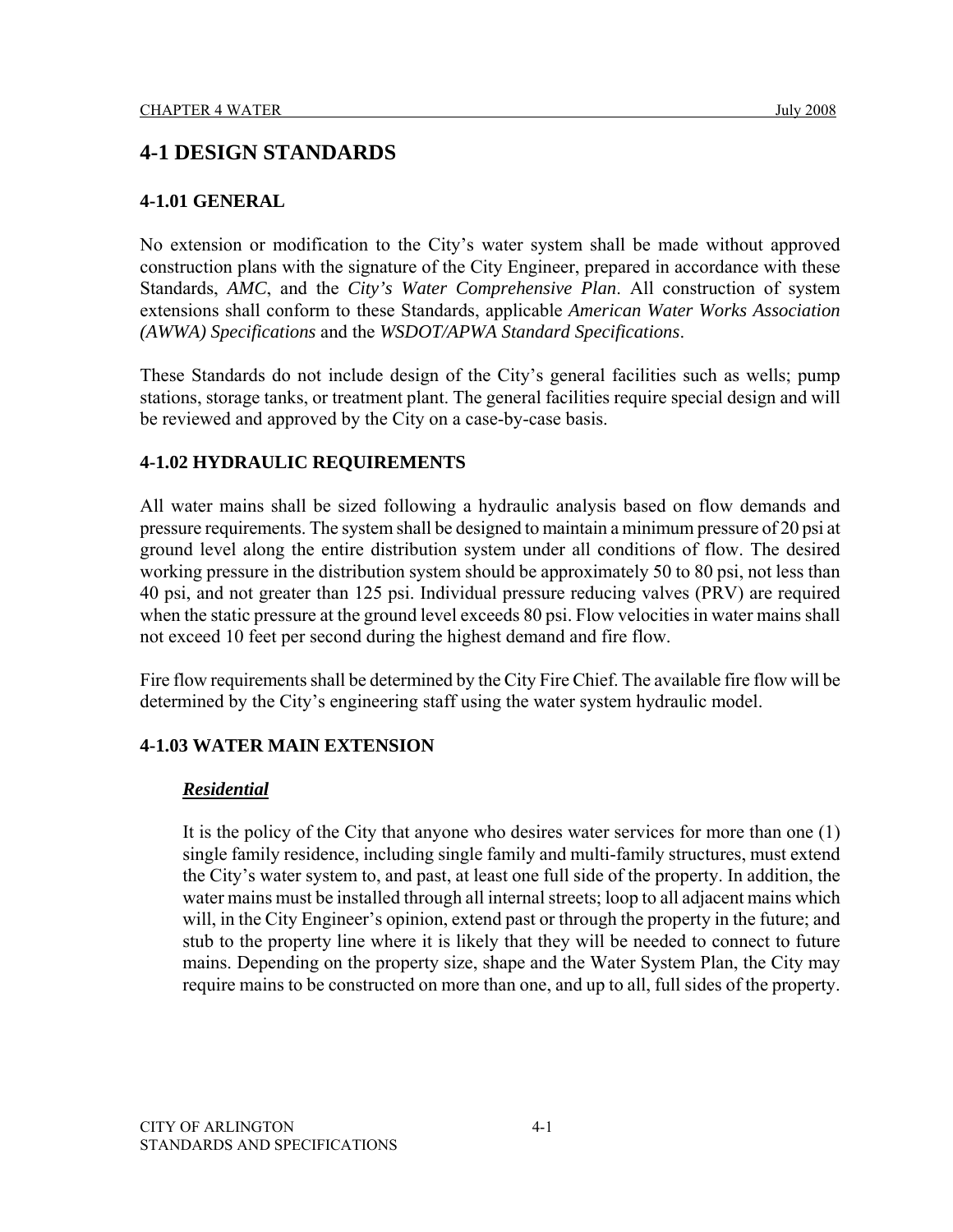# 4-1 DESIGN STANDARDS

## 4-1.01 GENERAL

No extension or modification to the City's water system shall be made without approved construction plans with the signature of the City Engineer, prepared in accordance with these Standards, *AMC*, and the *City's Water Comprehensive Plan*. All construction of system extensions shall conform to these Standards, applicable *American Water Works Association (AWWA) Specifications* and the *WSDOT/APWA Standard Specifications*.

These Standards do not include design of the City's general facilities such as wells; pump stations, storage tanks, or treatment plant. The general facilities require special design and will be reviewed and approved by the City on a case-by-case basis.

## 4-1.02 HYDRAULIC REQUIREMENTS

All water mains shall be sized following a hydraulic analysis based on flow demands and pressure requirements. The system shall be designed to maintain a minimum pressure of 20 psi at ground level along the entire distribution system under all conditions of flow. The desired working pressure in the distribution system should be approximately 50 to 80 psi, not less than 40 psi, and not greater than 125 psi. Individual pressure reducing valves (PRV) are required when the static pressure at the ground level exceeds 80 psi. Flow velocities in water mains shall not exceed 10 feet per second during the highest demand and fire flow.

Fire flow requirements shall be determined by the City Fire Chief. The available fire flow will be determined by the City's engineering staff using the water system hydraulic model.

## 4-1.03 WATER MAIN EXTENSION

### ***Residential***

It is the policy of the City that anyone who desires water services for more than one (1) single family residence, including single family and multi-family structures, must extend the City's water system to, and past, at least one full side of the property. In addition, the water mains must be installed through all internal streets; loop to all adjacent mains which will, in the City Engineer's opinion, extend past or through the property in the future; and stub to the property line where it is likely that they will be needed to connect to future mains. Depending on the property size, shape and the Water System Plan, the City may require mains to be constructed on more than one, and up to all, full sides of the property.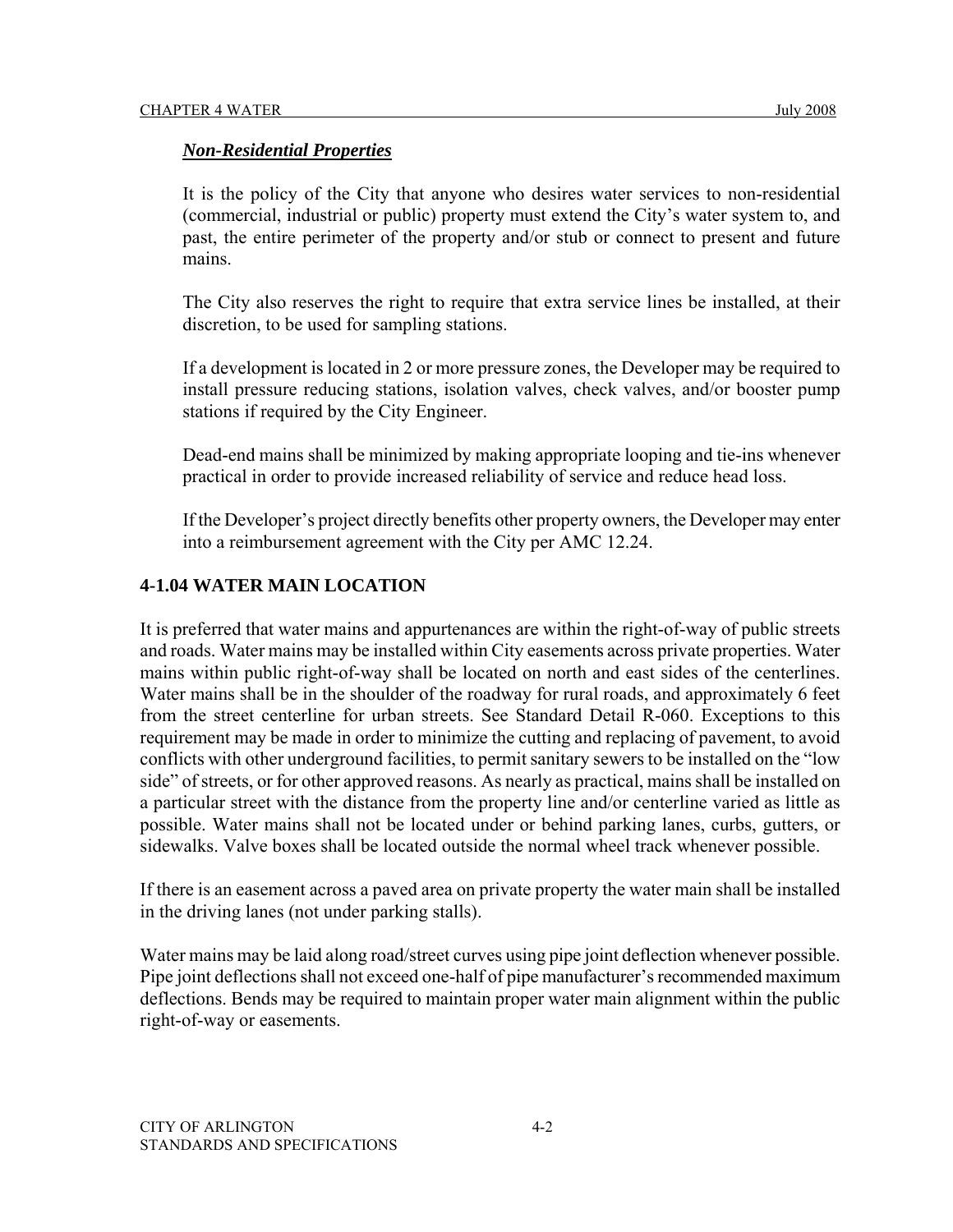### ***Non-Residential Properties***

It is the policy of the City that anyone who desires water services to non-residential (commercial, industrial or public) property must extend the City's water system to, and past, the entire perimeter of the property and/or stub or connect to present and future mains.

The City also reserves the right to require that extra service lines be installed, at their discretion, to be used for sampling stations.

If a development is located in 2 or more pressure zones, the Developer may be required to install pressure reducing stations, isolation valves, check valves, and/or booster pump stations if required by the City Engineer.

Dead-end mains shall be minimized by making appropriate looping and tie-ins whenever practical in order to provide increased reliability of service and reduce head loss.

If the Developer's project directly benefits other property owners, the Developer may enter into a reimbursement agreement with the City per AMC 12.24.

## 4-1.04 WATER MAIN LOCATION

It is preferred that water mains and appurtenances are within the right-of-way of public streets and roads. Water mains may be installed within City easements across private properties. Water mains within public right-of-way shall be located on north and east sides of the centerlines. Water mains shall be in the shoulder of the roadway for rural roads, and approximately 6 feet from the street centerline for urban streets. See Standard Detail R-060. Exceptions to this requirement may be made in order to minimize the cutting and replacing of pavement, to avoid conflicts with other underground facilities, to permit sanitary sewers to be installed on the "low side" of streets, or for other approved reasons. As nearly as practical, mains shall be installed on a particular street with the distance from the property line and/or centerline varied as little as possible. Water mains shall not be located under or behind parking lanes, curbs, gutters, or sidewalks. Valve boxes shall be located outside the normal wheel track whenever possible.

If there is an easement across a paved area on private property the water main shall be installed in the driving lanes (not under parking stalls).

Water mains may be laid along road/street curves using pipe joint deflection whenever possible. Pipe joint deflections shall not exceed one-half of pipe manufacturer's recommended maximum deflections. Bends may be required to maintain proper water main alignment within the public right-of-way or easements.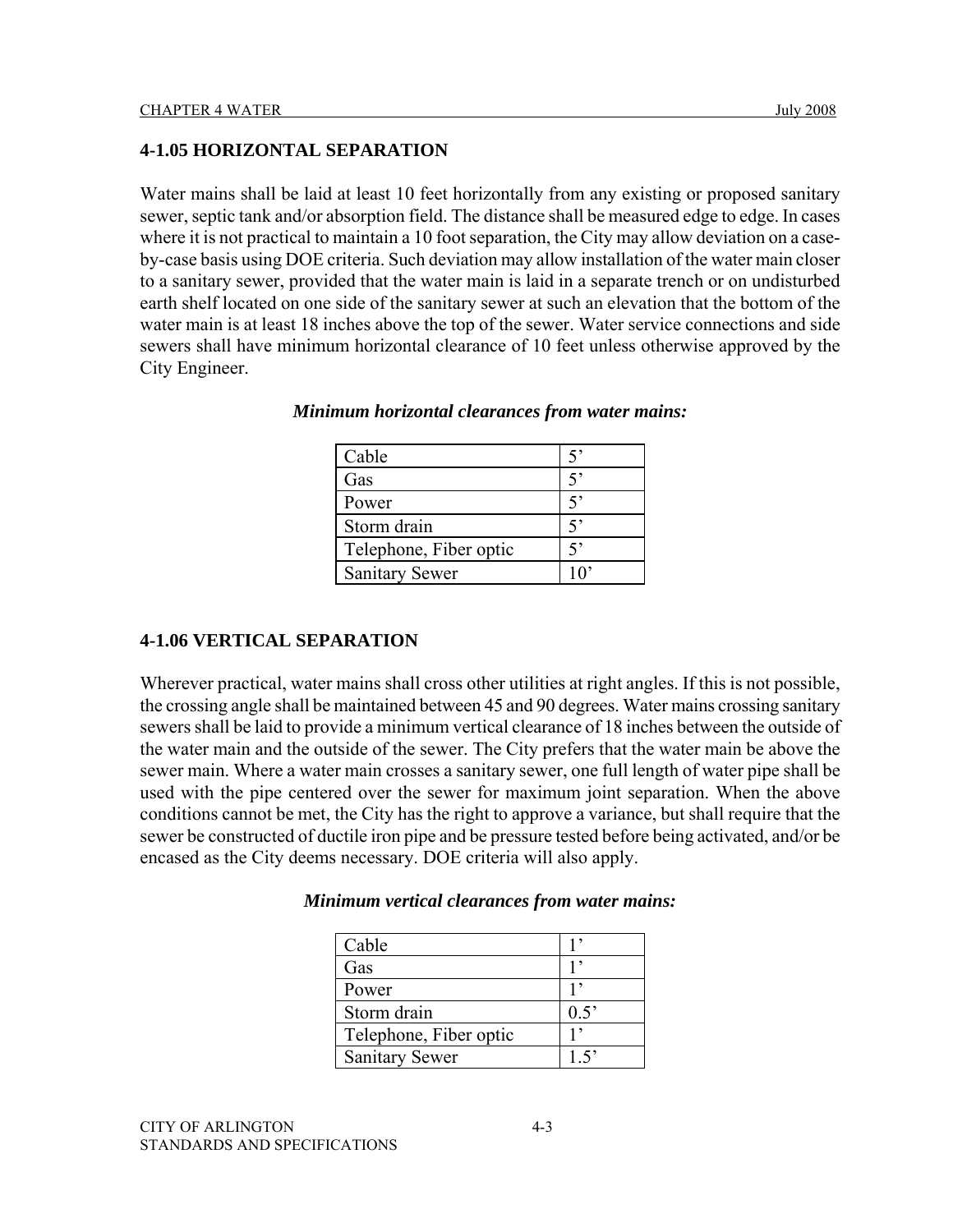## 4-1.05 HORIZONTAL SEPARATION

Water mains shall be laid at least 10 feet horizontally from any existing or proposed sanitary sewer, septic tank and/or absorption field. The distance shall be measured edge to edge. In cases where it is not practical to maintain a 10 foot separation, the City may allow deviation on a case-by-case basis using DOE criteria. Such deviation may allow installation of the water main closer to a sanitary sewer, provided that the water main is laid in a separate trench or on undisturbed earth shelf located on one side of the sanitary sewer at such an elevation that the bottom of the water main is at least 18 inches above the top of the sewer. Water service connections and side sewers shall have minimum horizontal clearance of 10 feet unless otherwise approved by the City Engineer.

***Minimum horizontal clearances from water mains:***

| | |
|---|---|
| Cable | 5' |
| Gas | 5' |
| Power | 5' |
| Storm drain | 5' |
| Telephone, Fiber optic | 5' |
| Sanitary Sewer | 10' |

## 4-1.06 VERTICAL SEPARATION

Wherever practical, water mains shall cross other utilities at right angles. If this is not possible, the crossing angle shall be maintained between 45 and 90 degrees. Water mains crossing sanitary sewers shall be laid to provide a minimum vertical clearance of 18 inches between the outside of the water main and the outside of the sewer. The City prefers that the water main be above the sewer main. Where a water main crosses a sanitary sewer, one full length of water pipe shall be used with the pipe centered over the sewer for maximum joint separation. When the above conditions cannot be met, the City has the right to approve a variance, but shall require that the sewer be constructed of ductile iron pipe and be pressure tested before being activated, and/or be encased as the City deems necessary. DOE criteria will also apply.

***Minimum vertical clearances from water mains:***

| | |
|---|---|
| Cable | 1' |
| Gas | 1' |
| Power | 1' |
| Storm drain | 0.5' |
| Telephone, Fiber optic | 1' |
| Sanitary Sewer | 1.5' |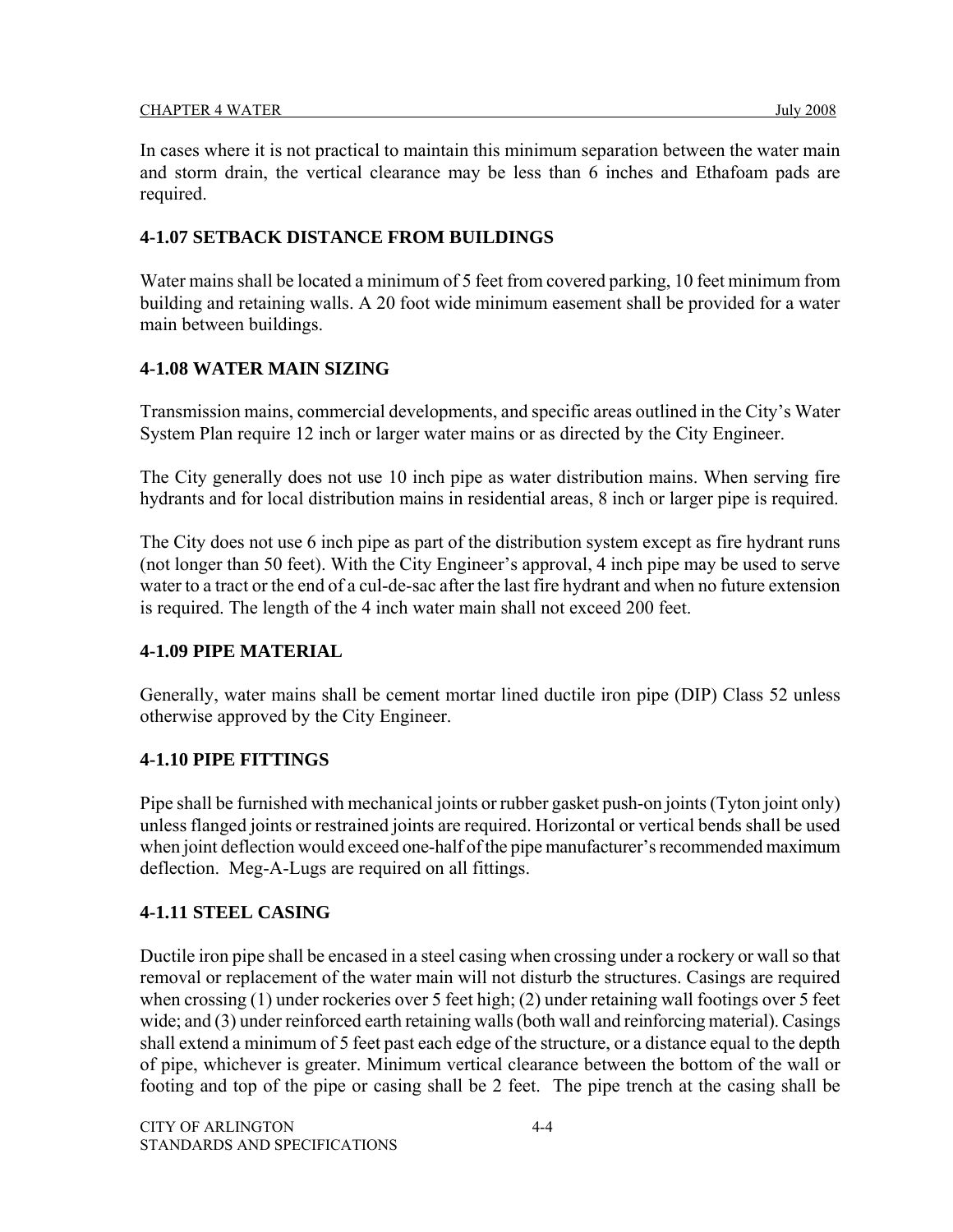In cases where it is not practical to maintain this minimum separation between the water main and storm drain, the vertical clearance may be less than 6 inches and Ethafoam pads are required.

## 4-1.07 SETBACK DISTANCE FROM BUILDINGS

Water mains shall be located a minimum of 5 feet from covered parking, 10 feet minimum from building and retaining walls. A 20 foot wide minimum easement shall be provided for a water main between buildings.

## 4-1.08 WATER MAIN SIZING

Transmission mains, commercial developments, and specific areas outlined in the City's Water System Plan require 12 inch or larger water mains or as directed by the City Engineer.

The City generally does not use 10 inch pipe as water distribution mains. When serving fire hydrants and for local distribution mains in residential areas, 8 inch or larger pipe is required.

The City does not use 6 inch pipe as part of the distribution system except as fire hydrant runs (not longer than 50 feet). With the City Engineer's approval, 4 inch pipe may be used to serve water to a tract or the end of a cul-de-sac after the last fire hydrant and when no future extension is required. The length of the 4 inch water main shall not exceed 200 feet.

## 4-1.09 PIPE MATERIAL

Generally, water mains shall be cement mortar lined ductile iron pipe (DIP) Class 52 unless otherwise approved by the City Engineer.

## 4-1.10 PIPE FITTINGS

Pipe shall be furnished with mechanical joints or rubber gasket push-on joints (Tyton joint only) unless flanged joints or restrained joints are required. Horizontal or vertical bends shall be used when joint deflection would exceed one-half of the pipe manufacturer's recommended maximum deflection. Meg-A-Lugs are required on all fittings.

## 4-1.11 STEEL CASING

Ductile iron pipe shall be encased in a steel casing when crossing under a rockery or wall so that removal or replacement of the water main will not disturb the structures. Casings are required when crossing (1) under rockeries over 5 feet high; (2) under retaining wall footings over 5 feet wide; and (3) under reinforced earth retaining walls (both wall and reinforcing material). Casings shall extend a minimum of 5 feet past each edge of the structure, or a distance equal to the depth of pipe, whichever is greater. Minimum vertical clearance between the bottom of the wall or footing and top of the pipe or casing shall be 2 feet. The pipe trench at the casing shall be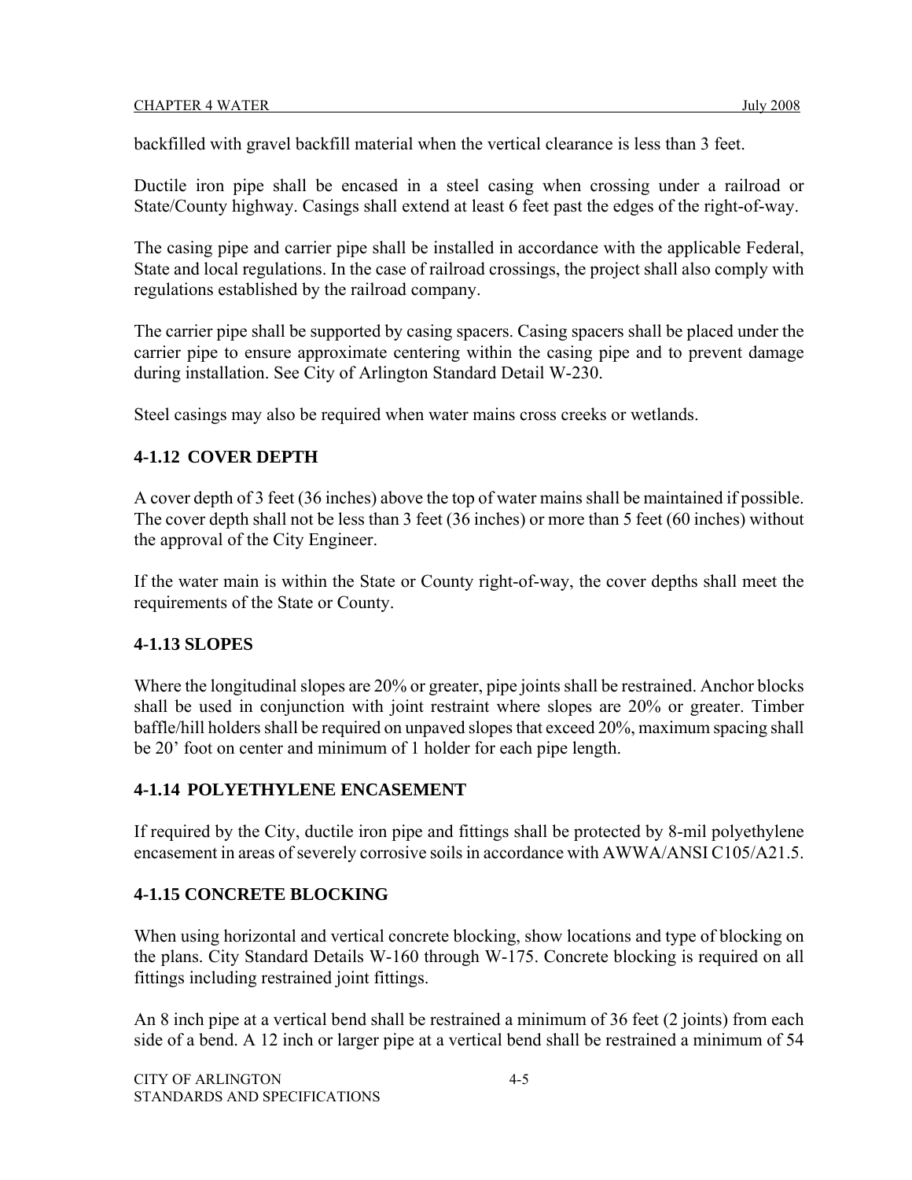backfilled with gravel backfill material when the vertical clearance is less than 3 feet.

Ductile iron pipe shall be encased in a steel casing when crossing under a railroad or State/County highway. Casings shall extend at least 6 feet past the edges of the right-of-way.

The casing pipe and carrier pipe shall be installed in accordance with the applicable Federal, State and local regulations. In the case of railroad crossings, the project shall also comply with regulations established by the railroad company.

The carrier pipe shall be supported by casing spacers. Casing spacers shall be placed under the carrier pipe to ensure approximate centering within the casing pipe and to prevent damage during installation. See City of Arlington Standard Detail W-230.

Steel casings may also be required when water mains cross creeks or wetlands.

### 4-1.12 COVER DEPTH

A cover depth of 3 feet (36 inches) above the top of water mains shall be maintained if possible. The cover depth shall not be less than 3 feet (36 inches) or more than 5 feet (60 inches) without the approval of the City Engineer.

If the water main is within the State or County right-of-way, the cover depths shall meet the requirements of the State or County.

### 4-1.13 SLOPES

Where the longitudinal slopes are 20% or greater, pipe joints shall be restrained. Anchor blocks shall be used in conjunction with joint restraint where slopes are 20% or greater. Timber baffle/hill holders shall be required on unpaved slopes that exceed 20%, maximum spacing shall be 20' foot on center and minimum of 1 holder for each pipe length.

### 4-1.14 POLYETHYLENE ENCASEMENT

If required by the City, ductile iron pipe and fittings shall be protected by 8-mil polyethylene encasement in areas of severely corrosive soils in accordance with AWWA/ANSI C105/A21.5.

### 4-1.15 CONCRETE BLOCKING

When using horizontal and vertical concrete blocking, show locations and type of blocking on the plans. City Standard Details W-160 through W-175. Concrete blocking is required on all fittings including restrained joint fittings.

An 8 inch pipe at a vertical bend shall be restrained a minimum of 36 feet (2 joints) from each side of a bend. A 12 inch or larger pipe at a vertical bend shall be restrained a minimum of 54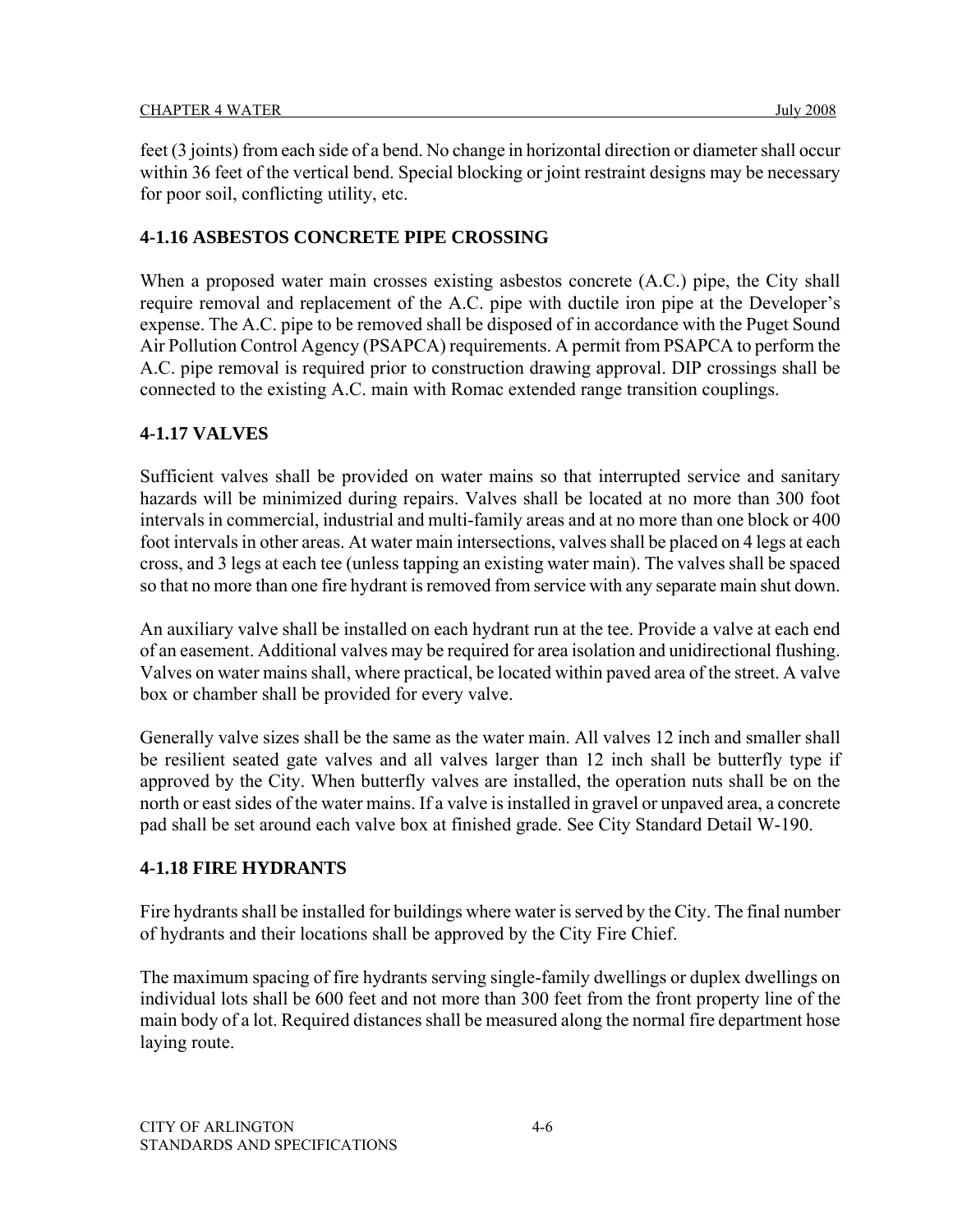feet (3 joints) from each side of a bend. No change in horizontal direction or diameter shall occur within 36 feet of the vertical bend. Special blocking or joint restraint designs may be necessary for poor soil, conflicting utility, etc.

### 4-1.16 ASBESTOS CONCRETE PIPE CROSSING

When a proposed water main crosses existing asbestos concrete (A.C.) pipe, the City shall require removal and replacement of the A.C. pipe with ductile iron pipe at the Developer's expense. The A.C. pipe to be removed shall be disposed of in accordance with the Puget Sound Air Pollution Control Agency (PSAPCA) requirements. A permit from PSAPCA to perform the A.C. pipe removal is required prior to construction drawing approval. DIP crossings shall be connected to the existing A.C. main with Romac extended range transition couplings.

### 4-1.17 VALVES

Sufficient valves shall be provided on water mains so that interrupted service and sanitary hazards will be minimized during repairs. Valves shall be located at no more than 300 foot intervals in commercial, industrial and multi-family areas and at no more than one block or 400 foot intervals in other areas. At water main intersections, valves shall be placed on 4 legs at each cross, and 3 legs at each tee (unless tapping an existing water main). The valves shall be spaced so that no more than one fire hydrant is removed from service with any separate main shut down.

An auxiliary valve shall be installed on each hydrant run at the tee. Provide a valve at each end of an easement. Additional valves may be required for area isolation and unidirectional flushing. Valves on water mains shall, where practical, be located within paved area of the street. A valve box or chamber shall be provided for every valve.

Generally valve sizes shall be the same as the water main. All valves 12 inch and smaller shall be resilient seated gate valves and all valves larger than 12 inch shall be butterfly type if approved by the City. When butterfly valves are installed, the operation nuts shall be on the north or east sides of the water mains. If a valve is installed in gravel or unpaved area, a concrete pad shall be set around each valve box at finished grade. See City Standard Detail W-190.

### 4-1.18 FIRE HYDRANTS

Fire hydrants shall be installed for buildings where water is served by the City. The final number of hydrants and their locations shall be approved by the City Fire Chief.

The maximum spacing of fire hydrants serving single-family dwellings or duplex dwellings on individual lots shall be 600 feet and not more than 300 feet from the front property line of the main body of a lot. Required distances shall be measured along the normal fire department hose laying route.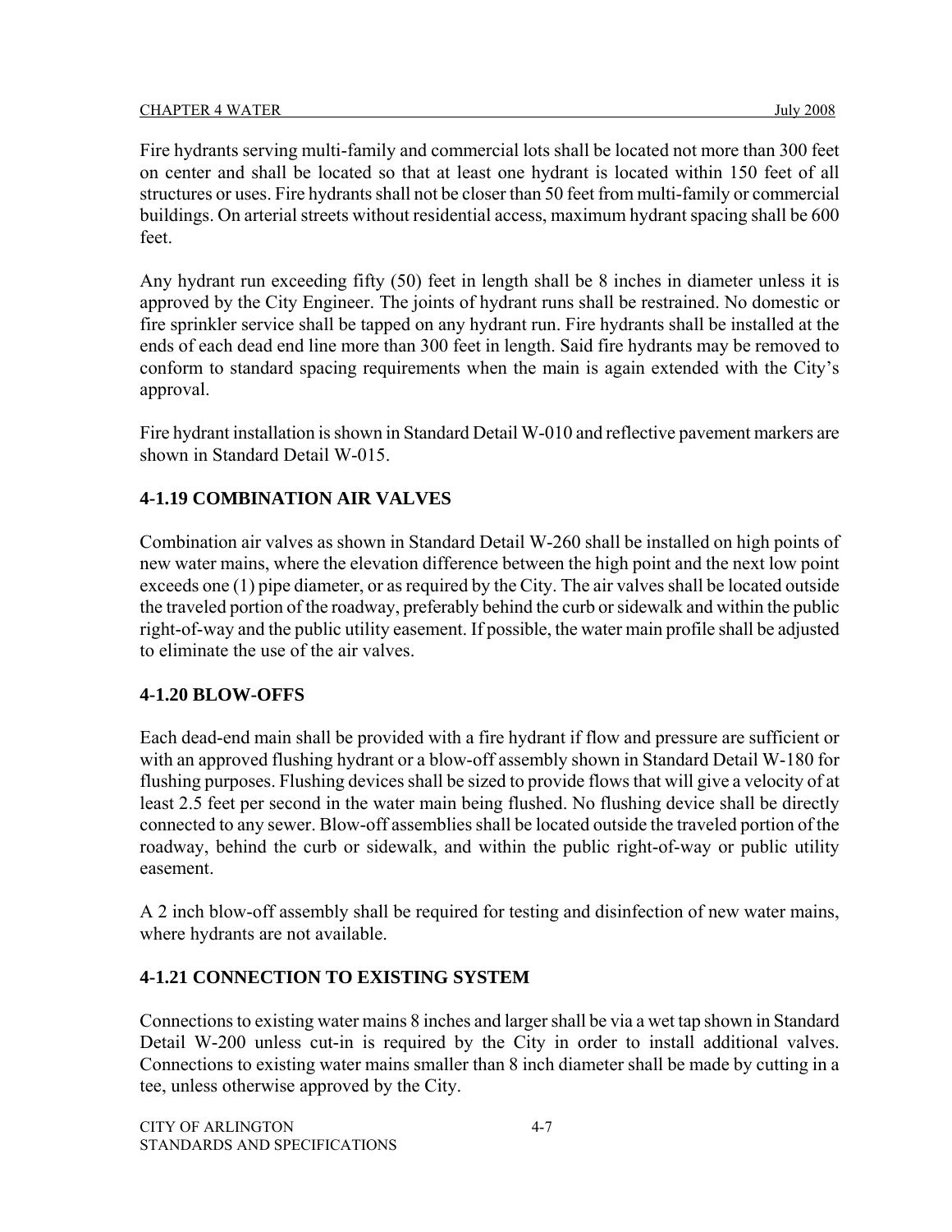Fire hydrants serving multi-family and commercial lots shall be located not more than 300 feet on center and shall be located so that at least one hydrant is located within 150 feet of all structures or uses. Fire hydrants shall not be closer than 50 feet from multi-family or commercial buildings. On arterial streets without residential access, maximum hydrant spacing shall be 600 feet.

Any hydrant run exceeding fifty (50) feet in length shall be 8 inches in diameter unless it is approved by the City Engineer. The joints of hydrant runs shall be restrained. No domestic or fire sprinkler service shall be tapped on any hydrant run. Fire hydrants shall be installed at the ends of each dead end line more than 300 feet in length. Said fire hydrants may be removed to conform to standard spacing requirements when the main is again extended with the City's approval.

Fire hydrant installation is shown in Standard Detail W-010 and reflective pavement markers are shown in Standard Detail W-015.

### 4-1.19 COMBINATION AIR VALVES

Combination air valves as shown in Standard Detail W-260 shall be installed on high points of new water mains, where the elevation difference between the high point and the next low point exceeds one (1) pipe diameter, or as required by the City. The air valves shall be located outside the traveled portion of the roadway, preferably behind the curb or sidewalk and within the public right-of-way and the public utility easement. If possible, the water main profile shall be adjusted to eliminate the use of the air valves.

### 4-1.20 BLOW-OFFS

Each dead-end main shall be provided with a fire hydrant if flow and pressure are sufficient or with an approved flushing hydrant or a blow-off assembly shown in Standard Detail W-180 for flushing purposes. Flushing devices shall be sized to provide flows that will give a velocity of at least 2.5 feet per second in the water main being flushed. No flushing device shall be directly connected to any sewer. Blow-off assemblies shall be located outside the traveled portion of the roadway, behind the curb or sidewalk, and within the public right-of-way or public utility easement.

A 2 inch blow-off assembly shall be required for testing and disinfection of new water mains, where hydrants are not available.

### 4-1.21 CONNECTION TO EXISTING SYSTEM

Connections to existing water mains 8 inches and larger shall be via a wet tap shown in Standard Detail W-200 unless cut-in is required by the City in order to install additional valves. Connections to existing water mains smaller than 8 inch diameter shall be made by cutting in a tee, unless otherwise approved by the City.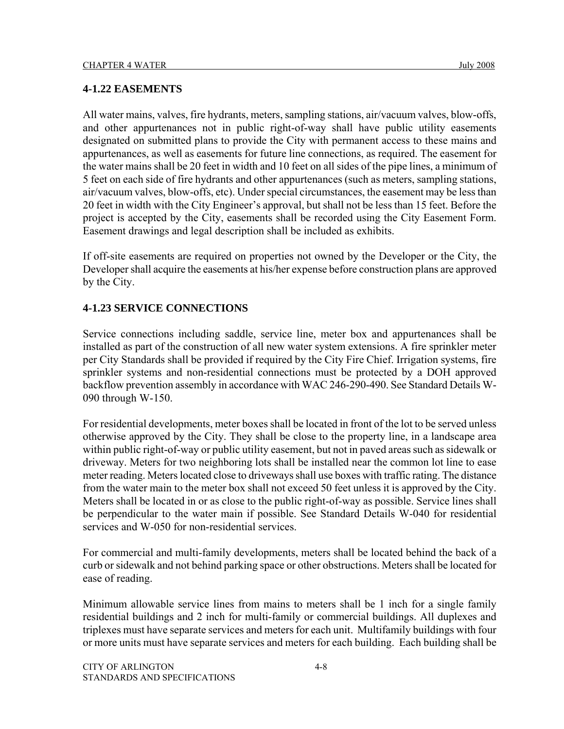## 4-1.22 EASEMENTS

All water mains, valves, fire hydrants, meters, sampling stations, air/vacuum valves, blow-offs, and other appurtenances not in public right-of-way shall have public utility easements designated on submitted plans to provide the City with permanent access to these mains and appurtenances, as well as easements for future line connections, as required. The easement for the water mains shall be 20 feet in width and 10 feet on all sides of the pipe lines, a minimum of 5 feet on each side of fire hydrants and other appurtenances (such as meters, sampling stations, air/vacuum valves, blow-offs, etc). Under special circumstances, the easement may be less than 20 feet in width with the City Engineer's approval, but shall not be less than 15 feet. Before the project is accepted by the City, easements shall be recorded using the City Easement Form. Easement drawings and legal description shall be included as exhibits.

If off-site easements are required on properties not owned by the Developer or the City, the Developer shall acquire the easements at his/her expense before construction plans are approved by the City.

## 4-1.23 SERVICE CONNECTIONS

Service connections including saddle, service line, meter box and appurtenances shall be installed as part of the construction of all new water system extensions. A fire sprinkler meter per City Standards shall be provided if required by the City Fire Chief. Irrigation systems, fire sprinkler systems and non-residential connections must be protected by a DOH approved backflow prevention assembly in accordance with WAC 246-290-490. See Standard Details W-090 through W-150.

For residential developments, meter boxes shall be located in front of the lot to be served unless otherwise approved by the City. They shall be close to the property line, in a landscape area within public right-of-way or public utility easement, but not in paved areas such as sidewalk or driveway. Meters for two neighboring lots shall be installed near the common lot line to ease meter reading. Meters located close to driveways shall use boxes with traffic rating. The distance from the water main to the meter box shall not exceed 50 feet unless it is approved by the City. Meters shall be located in or as close to the public right-of-way as possible. Service lines shall be perpendicular to the water main if possible. See Standard Details W-040 for residential services and W-050 for non-residential services.

For commercial and multi-family developments, meters shall be located behind the back of a curb or sidewalk and not behind parking space or other obstructions. Meters shall be located for ease of reading.

Minimum allowable service lines from mains to meters shall be 1 inch for a single family residential buildings and 2 inch for multi-family or commercial buildings. All duplexes and triplexes must have separate services and meters for each unit. Multifamily buildings with four or more units must have separate services and meters for each building. Each building shall be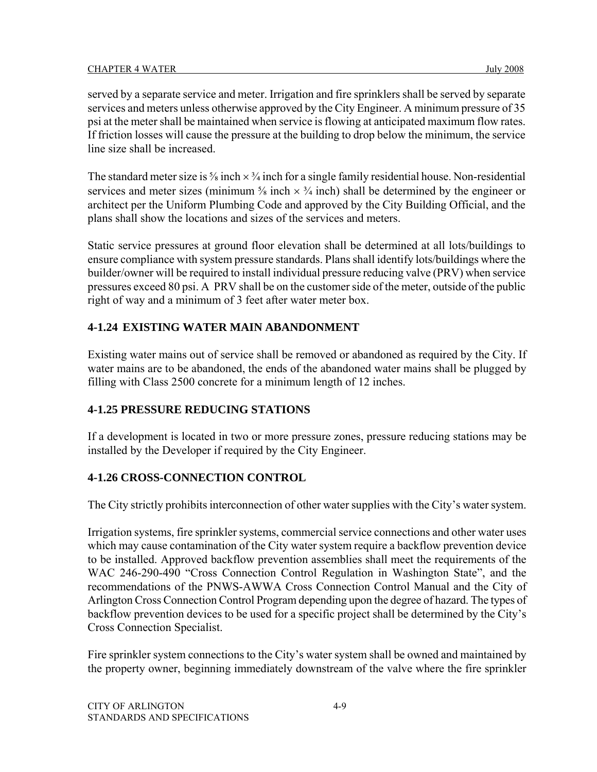served by a separate service and meter. Irrigation and fire sprinklers shall be served by separate services and meters unless otherwise approved by the City Engineer. A minimum pressure of 35 psi at the meter shall be maintained when service is flowing at anticipated maximum flow rates. If friction losses will cause the pressure at the building to drop below the minimum, the service line size shall be increased.

The standard meter size is ⅝ inch × ¾ inch for a single family residential house. Non-residential services and meter sizes (minimum ⅝ inch × ¾ inch) shall be determined by the engineer or architect per the Uniform Plumbing Code and approved by the City Building Official, and the plans shall show the locations and sizes of the services and meters.

Static service pressures at ground floor elevation shall be determined at all lots/buildings to ensure compliance with system pressure standards. Plans shall identify lots/buildings where the builder/owner will be required to install individual pressure reducing valve (PRV) when service pressures exceed 80 psi. A PRV shall be on the customer side of the meter, outside of the public right of way and a minimum of 3 feet after water meter box.

## 4-1.24 EXISTING WATER MAIN ABANDONMENT

Existing water mains out of service shall be removed or abandoned as required by the City. If water mains are to be abandoned, the ends of the abandoned water mains shall be plugged by filling with Class 2500 concrete for a minimum length of 12 inches.

## 4-1.25 PRESSURE REDUCING STATIONS

If a development is located in two or more pressure zones, pressure reducing stations may be installed by the Developer if required by the City Engineer.

## 4-1.26 CROSS-CONNECTION CONTROL

The City strictly prohibits interconnection of other water supplies with the City's water system.

Irrigation systems, fire sprinkler systems, commercial service connections and other water uses which may cause contamination of the City water system require a backflow prevention device to be installed. Approved backflow prevention assemblies shall meet the requirements of the WAC 246-290-490 "Cross Connection Control Regulation in Washington State", and the recommendations of the PNWS-AWWA Cross Connection Control Manual and the City of Arlington Cross Connection Control Program depending upon the degree of hazard. The types of backflow prevention devices to be used for a specific project shall be determined by the City's Cross Connection Specialist.

Fire sprinkler system connections to the City's water system shall be owned and maintained by the property owner, beginning immediately downstream of the valve where the fire sprinkler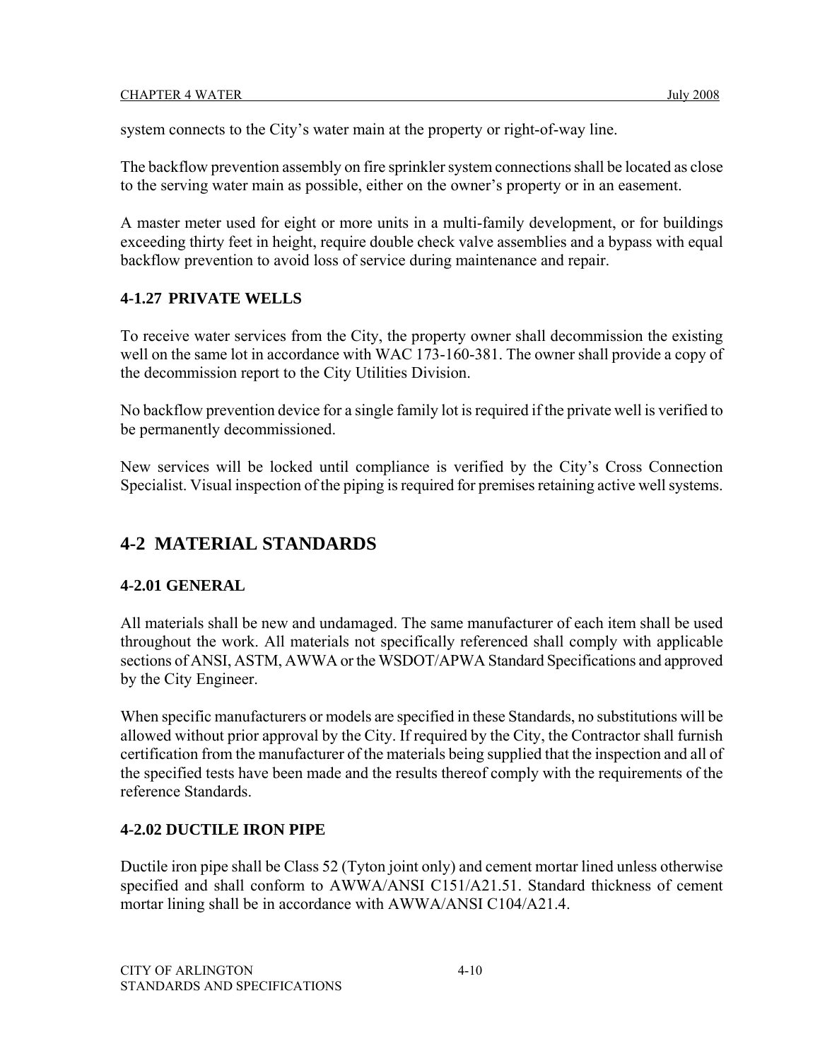system connects to the City's water main at the property or right-of-way line.

The backflow prevention assembly on fire sprinkler system connections shall be located as close to the serving water main as possible, either on the owner's property or in an easement.

A master meter used for eight or more units in a multi-family development, or for buildings exceeding thirty feet in height, require double check valve assemblies and a bypass with equal backflow prevention to avoid loss of service during maintenance and repair.

### 4-1.27 PRIVATE WELLS

To receive water services from the City, the property owner shall decommission the existing well on the same lot in accordance with WAC 173-160-381. The owner shall provide a copy of the decommission report to the City Utilities Division.

No backflow prevention device for a single family lot is required if the private well is verified to be permanently decommissioned.

New services will be locked until compliance is verified by the City's Cross Connection Specialist. Visual inspection of the piping is required for premises retaining active well systems.

## 4-2 MATERIAL STANDARDS

### 4-2.01 GENERAL

All materials shall be new and undamaged. The same manufacturer of each item shall be used throughout the work. All materials not specifically referenced shall comply with applicable sections of ANSI, ASTM, AWWA or the WSDOT/APWA Standard Specifications and approved by the City Engineer.

When specific manufacturers or models are specified in these Standards, no substitutions will be allowed without prior approval by the City. If required by the City, the Contractor shall furnish certification from the manufacturer of the materials being supplied that the inspection and all of the specified tests have been made and the results thereof comply with the requirements of the reference Standards.

### 4-2.02 DUCTILE IRON PIPE

Ductile iron pipe shall be Class 52 (Tyton joint only) and cement mortar lined unless otherwise specified and shall conform to AWWA/ANSI C151/A21.51. Standard thickness of cement mortar lining shall be in accordance with AWWA/ANSI C104/A21.4.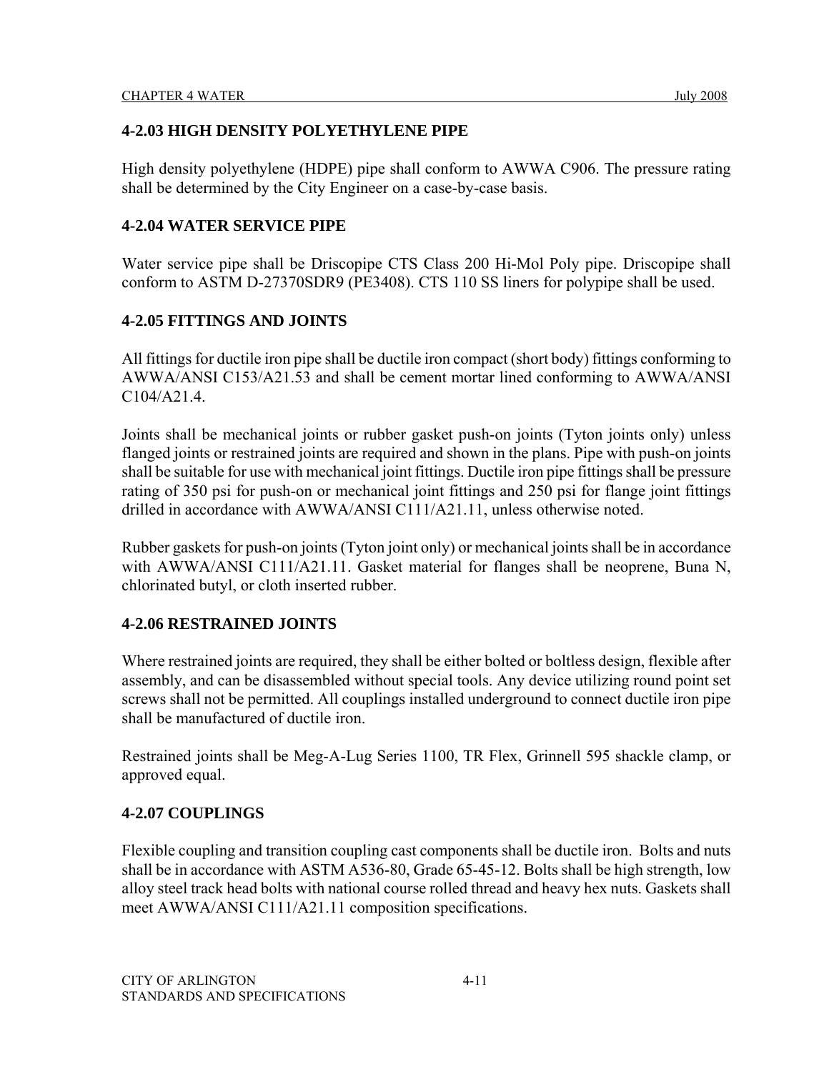### 4-2.03 HIGH DENSITY POLYETHYLENE PIPE

High density polyethylene (HDPE) pipe shall conform to AWWA C906. The pressure rating shall be determined by the City Engineer on a case-by-case basis.

### 4-2.04 WATER SERVICE PIPE

Water service pipe shall be Driscopipe CTS Class 200 Hi-Mol Poly pipe. Driscopipe shall conform to ASTM D-27370SDR9 (PE3408). CTS 110 SS liners for polypipe shall be used.

### 4-2.05 FITTINGS AND JOINTS

All fittings for ductile iron pipe shall be ductile iron compact (short body) fittings conforming to AWWA/ANSI C153/A21.53 and shall be cement mortar lined conforming to AWWA/ANSI C104/A21.4.

Joints shall be mechanical joints or rubber gasket push-on joints (Tyton joints only) unless flanged joints or restrained joints are required and shown in the plans. Pipe with push-on joints shall be suitable for use with mechanical joint fittings. Ductile iron pipe fittings shall be pressure rating of 350 psi for push-on or mechanical joint fittings and 250 psi for flange joint fittings drilled in accordance with AWWA/ANSI C111/A21.11, unless otherwise noted.

Rubber gaskets for push-on joints (Tyton joint only) or mechanical joints shall be in accordance with AWWA/ANSI C111/A21.11. Gasket material for flanges shall be neoprene, Buna N, chlorinated butyl, or cloth inserted rubber.

### 4-2.06 RESTRAINED JOINTS

Where restrained joints are required, they shall be either bolted or boltless design, flexible after assembly, and can be disassembled without special tools. Any device utilizing round point set screws shall not be permitted. All couplings installed underground to connect ductile iron pipe shall be manufactured of ductile iron.

Restrained joints shall be Meg-A-Lug Series 1100, TR Flex, Grinnell 595 shackle clamp, or approved equal.

### 4-2.07 COUPLINGS

Flexible coupling and transition coupling cast components shall be ductile iron. Bolts and nuts shall be in accordance with ASTM A536-80, Grade 65-45-12. Bolts shall be high strength, low alloy steel track head bolts with national course rolled thread and heavy hex nuts. Gaskets shall meet AWWA/ANSI C111/A21.11 composition specifications.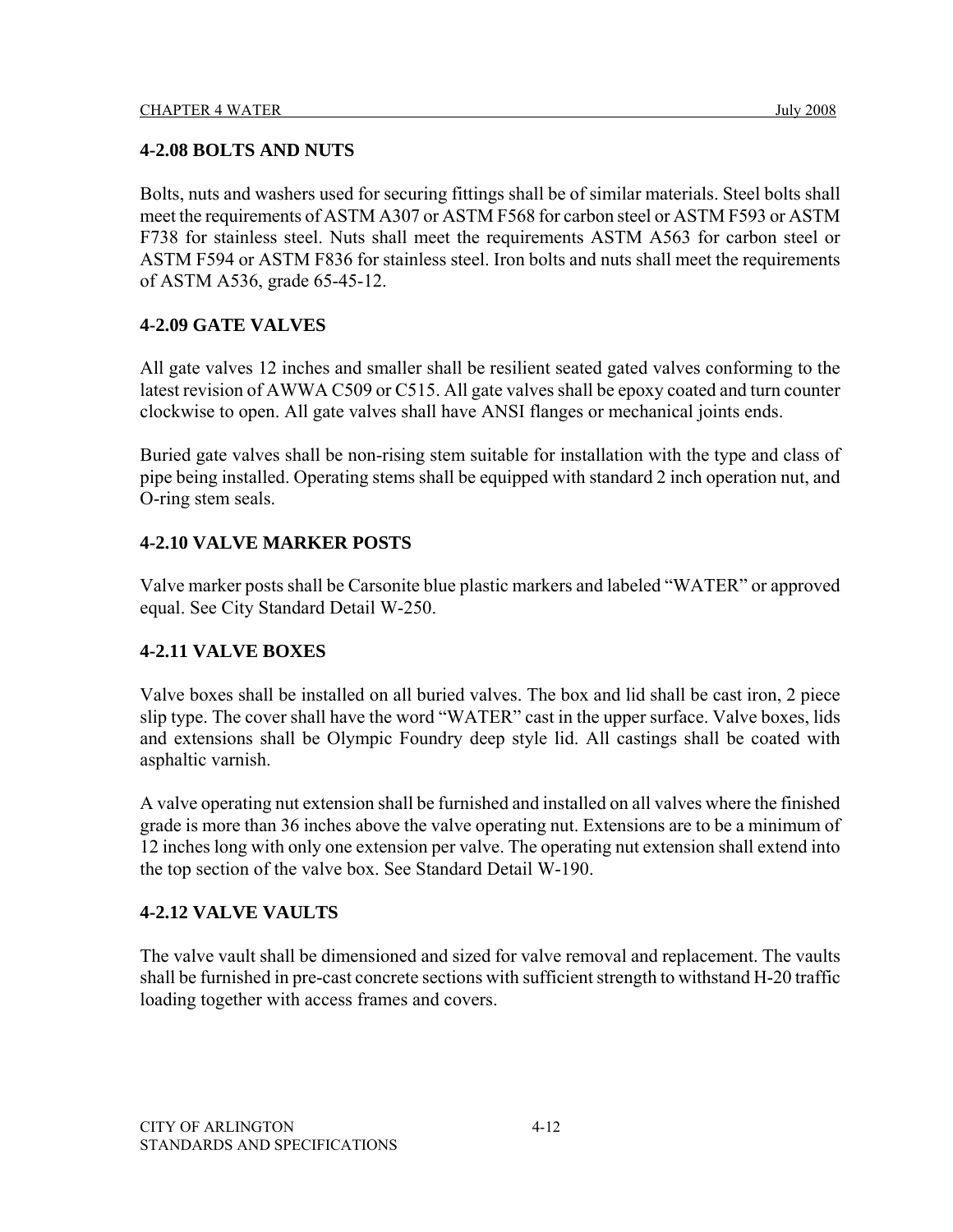### 4-2.08 BOLTS AND NUTS

Bolts, nuts and washers used for securing fittings shall be of similar materials. Steel bolts shall meet the requirements of ASTM A307 or ASTM F568 for carbon steel or ASTM F593 or ASTM F738 for stainless steel. Nuts shall meet the requirements ASTM A563 for carbon steel or ASTM F594 or ASTM F836 for stainless steel. Iron bolts and nuts shall meet the requirements of ASTM A536, grade 65-45-12.

### 4-2.09 GATE VALVES

All gate valves 12 inches and smaller shall be resilient seated gated valves conforming to the latest revision of AWWA C509 or C515. All gate valves shall be epoxy coated and turn counter clockwise to open. All gate valves shall have ANSI flanges or mechanical joints ends.

Buried gate valves shall be non-rising stem suitable for installation with the type and class of pipe being installed. Operating stems shall be equipped with standard 2 inch operation nut, and O-ring stem seals.

### 4-2.10 VALVE MARKER POSTS

Valve marker posts shall be Carsonite blue plastic markers and labeled "WATER" or approved equal. See City Standard Detail W-250.

### 4-2.11 VALVE BOXES

Valve boxes shall be installed on all buried valves. The box and lid shall be cast iron, 2 piece slip type. The cover shall have the word "WATER" cast in the upper surface. Valve boxes, lids and extensions shall be Olympic Foundry deep style lid. All castings shall be coated with asphaltic varnish.

A valve operating nut extension shall be furnished and installed on all valves where the finished grade is more than 36 inches above the valve operating nut. Extensions are to be a minimum of 12 inches long with only one extension per valve. The operating nut extension shall extend into the top section of the valve box. See Standard Detail W-190.

### 4-2.12 VALVE VAULTS

The valve vault shall be dimensioned and sized for valve removal and replacement. The vaults shall be furnished in pre-cast concrete sections with sufficient strength to withstand H-20 traffic loading together with access frames and covers.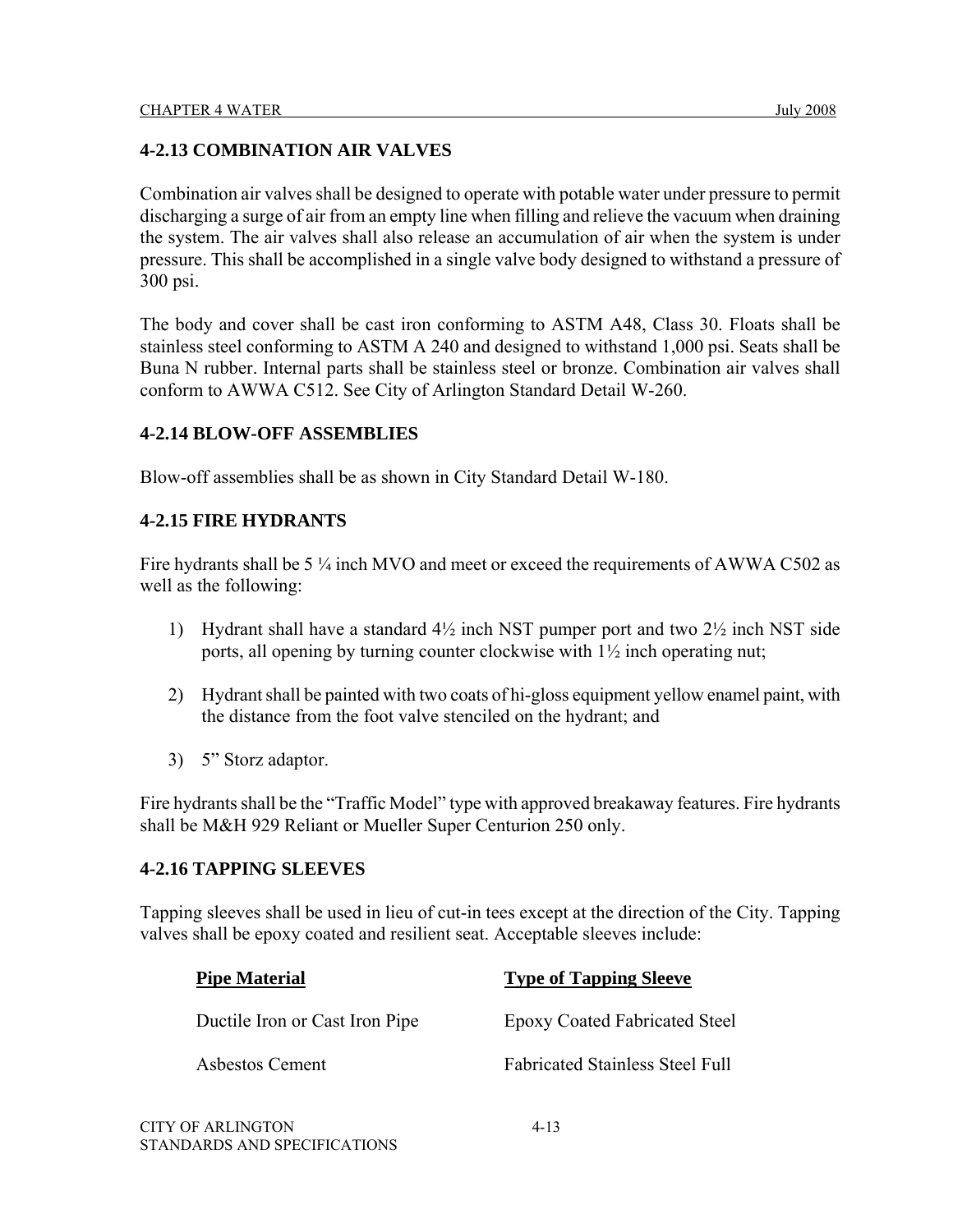## 4-2.13 COMBINATION AIR VALVES

Combination air valves shall be designed to operate with potable water under pressure to permit discharging a surge of air from an empty line when filling and relieve the vacuum when draining the system. The air valves shall also release an accumulation of air when the system is under pressure. This shall be accomplished in a single valve body designed to withstand a pressure of 300 psi.

The body and cover shall be cast iron conforming to ASTM A48, Class 30. Floats shall be stainless steel conforming to ASTM A 240 and designed to withstand 1,000 psi. Seats shall be Buna N rubber. Internal parts shall be stainless steel or bronze. Combination air valves shall conform to AWWA C512. See City of Arlington Standard Detail W-260.

## 4-2.14 BLOW-OFF ASSEMBLIES

Blow-off assemblies shall be as shown in City Standard Detail W-180.

## 4-2.15 FIRE HYDRANTS

Fire hydrants shall be 5 ¼ inch MVO and meet or exceed the requirements of AWWA C502 as well as the following:

1) Hydrant shall have a standard 4½ inch NST pumper port and two 2½ inch NST side ports, all opening by turning counter clockwise with 1½ inch operating nut;

2) Hydrant shall be painted with two coats of hi-gloss equipment yellow enamel paint, with the distance from the foot valve stenciled on the hydrant; and

3) 5" Storz adaptor.

Fire hydrants shall be the "Traffic Model" type with approved breakaway features. Fire hydrants shall be M&H 929 Reliant or Mueller Super Centurion 250 only.

## 4-2.16 TAPPING SLEEVES

Tapping sleeves shall be used in lieu of cut-in tees except at the direction of the City. Tapping valves shall be epoxy coated and resilient seat. Acceptable sleeves include:

| Pipe Material | Type of Tapping Sleeve |
|---|---|
| Ductile Iron or Cast Iron Pipe | Epoxy Coated Fabricated Steel |
| Asbestos Cement | Fabricated Stainless Steel Full |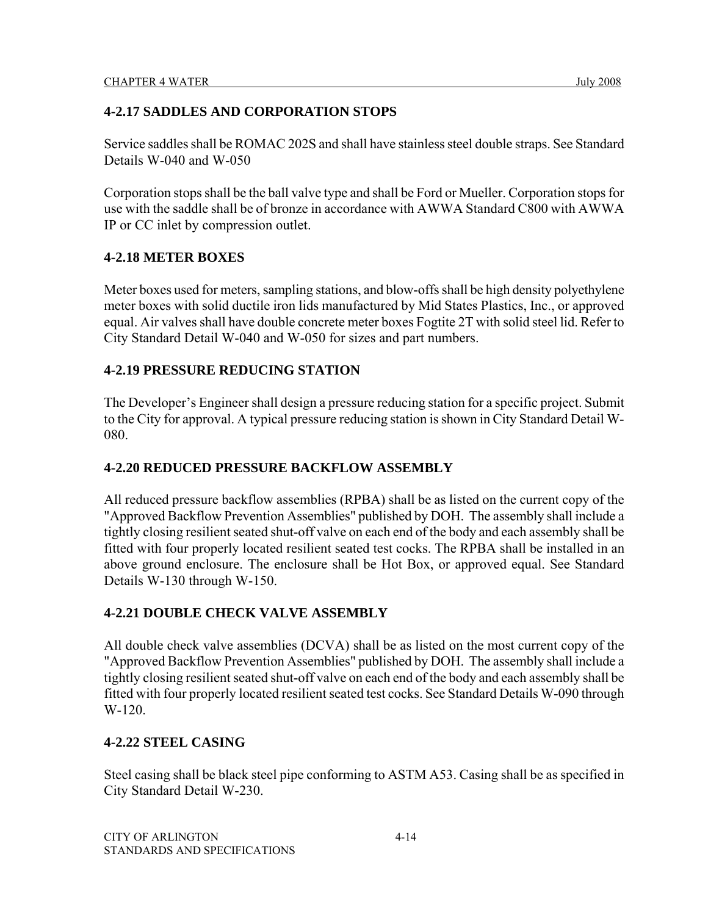## 4-2.17 SADDLES AND CORPORATION STOPS

Service saddles shall be ROMAC 202S and shall have stainless steel double straps. See Standard Details W-040 and W-050

Corporation stops shall be the ball valve type and shall be Ford or Mueller. Corporation stops for use with the saddle shall be of bronze in accordance with AWWA Standard C800 with AWWA IP or CC inlet by compression outlet.

## 4-2.18 METER BOXES

Meter boxes used for meters, sampling stations, and blow-offs shall be high density polyethylene meter boxes with solid ductile iron lids manufactured by Mid States Plastics, Inc., or approved equal. Air valves shall have double concrete meter boxes Fogtite 2T with solid steel lid. Refer to City Standard Detail W-040 and W-050 for sizes and part numbers.

## 4-2.19 PRESSURE REDUCING STATION

The Developer's Engineer shall design a pressure reducing station for a specific project. Submit to the City for approval. A typical pressure reducing station is shown in City Standard Detail W-080.

## 4-2.20 REDUCED PRESSURE BACKFLOW ASSEMBLY

All reduced pressure backflow assemblies (RPBA) shall be as listed on the current copy of the "Approved Backflow Prevention Assemblies" published by DOH. The assembly shall include a tightly closing resilient seated shut-off valve on each end of the body and each assembly shall be fitted with four properly located resilient seated test cocks. The RPBA shall be installed in an above ground enclosure. The enclosure shall be Hot Box, or approved equal. See Standard Details W-130 through W-150.

## 4-2.21 DOUBLE CHECK VALVE ASSEMBLY

All double check valve assemblies (DCVA) shall be as listed on the most current copy of the "Approved Backflow Prevention Assemblies" published by DOH. The assembly shall include a tightly closing resilient seated shut-off valve on each end of the body and each assembly shall be fitted with four properly located resilient seated test cocks. See Standard Details W-090 through W-120.

## 4-2.22 STEEL CASING

Steel casing shall be black steel pipe conforming to ASTM A53. Casing shall be as specified in City Standard Detail W-230.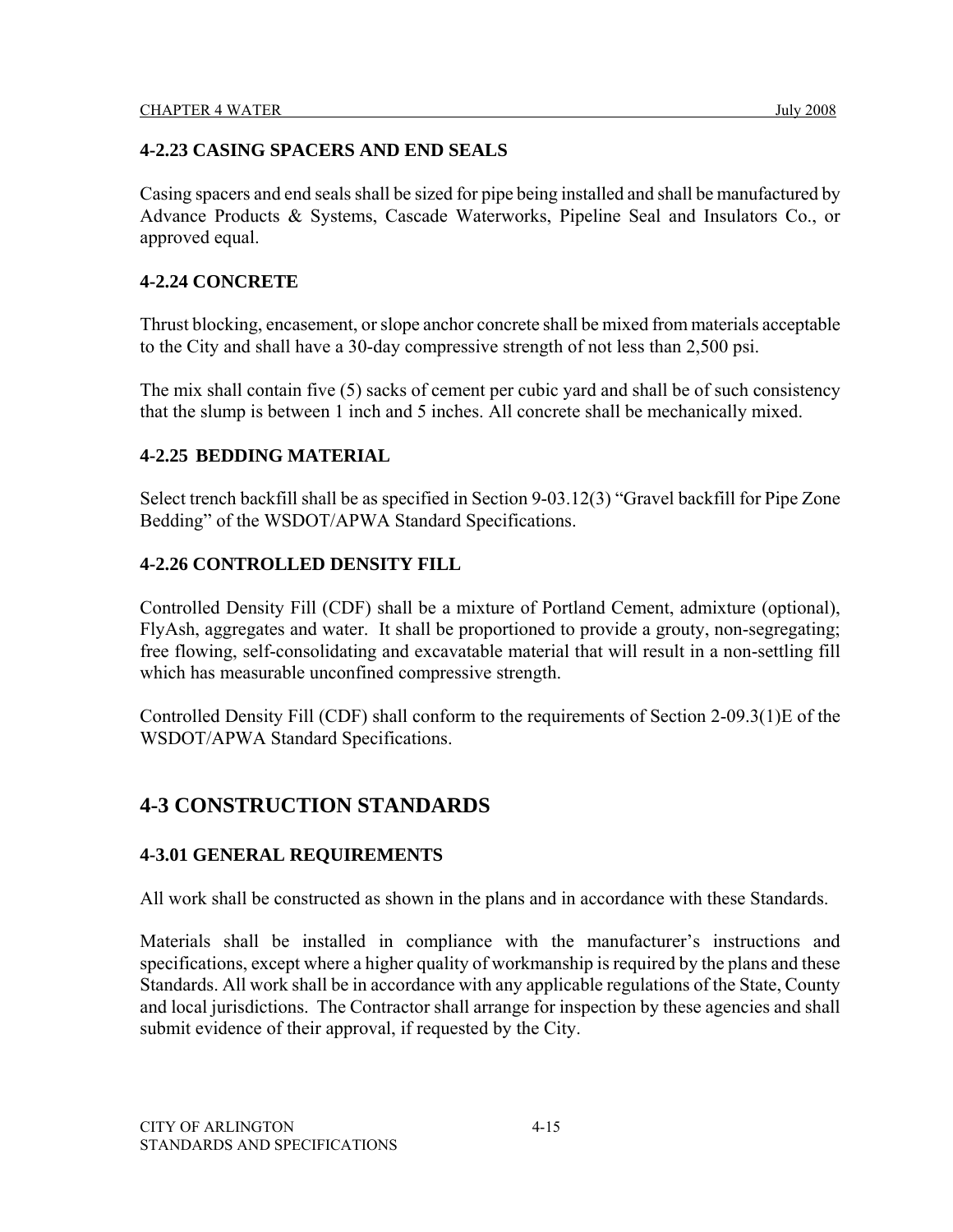### 4-2.23 CASING SPACERS AND END SEALS

Casing spacers and end seals shall be sized for pipe being installed and shall be manufactured by Advance Products & Systems, Cascade Waterworks, Pipeline Seal and Insulators Co., or approved equal.

### 4-2.24 CONCRETE

Thrust blocking, encasement, or slope anchor concrete shall be mixed from materials acceptable to the City and shall have a 30-day compressive strength of not less than 2,500 psi.

The mix shall contain five (5) sacks of cement per cubic yard and shall be of such consistency that the slump is between 1 inch and 5 inches. All concrete shall be mechanically mixed.

### 4-2.25 BEDDING MATERIAL

Select trench backfill shall be as specified in Section 9-03.12(3) "Gravel backfill for Pipe Zone Bedding" of the WSDOT/APWA Standard Specifications.

### 4-2.26 CONTROLLED DENSITY FILL

Controlled Density Fill (CDF) shall be a mixture of Portland Cement, admixture (optional), FlyAsh, aggregates and water. It shall be proportioned to provide a grouty, non-segregating; free flowing, self-consolidating and excavatable material that will result in a non-settling fill which has measurable unconfined compressive strength.

Controlled Density Fill (CDF) shall conform to the requirements of Section 2-09.3(1)E of the WSDOT/APWA Standard Specifications.

## 4-3 CONSTRUCTION STANDARDS

### 4-3.01 GENERAL REQUIREMENTS

All work shall be constructed as shown in the plans and in accordance with these Standards.

Materials shall be installed in compliance with the manufacturer's instructions and specifications, except where a higher quality of workmanship is required by the plans and these Standards. All work shall be in accordance with any applicable regulations of the State, County and local jurisdictions. The Contractor shall arrange for inspection by these agencies and shall submit evidence of their approval, if requested by the City.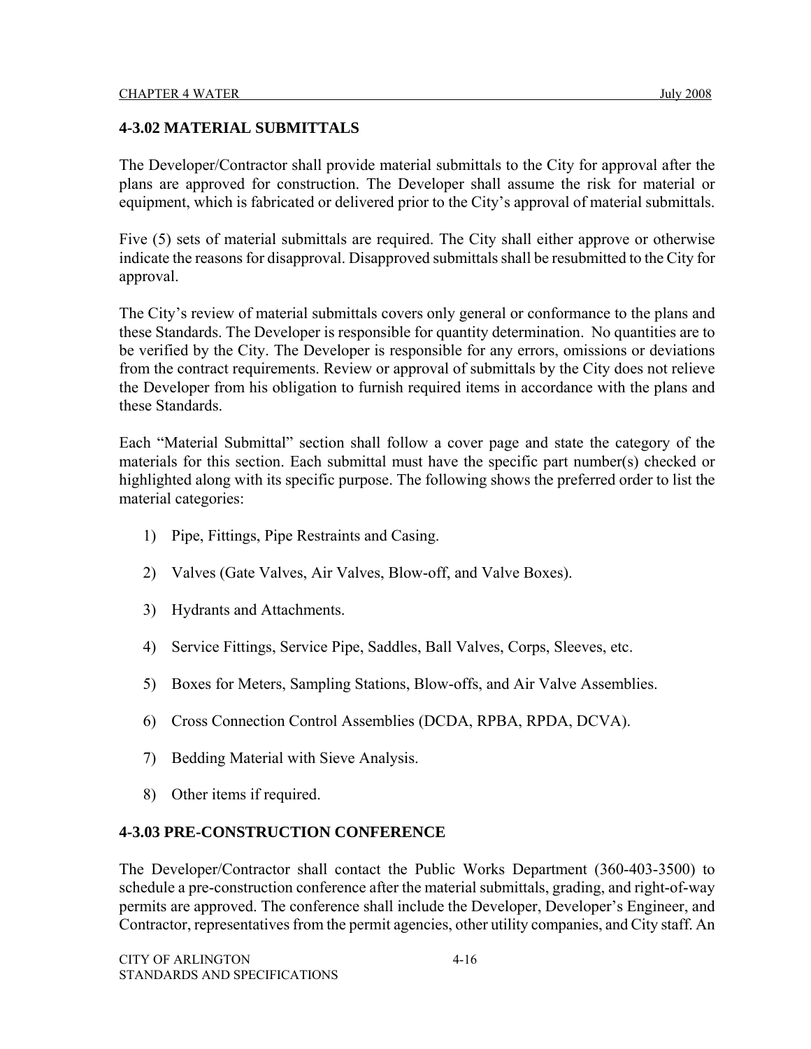## 4-3.02 MATERIAL SUBMITTALS

The Developer/Contractor shall provide material submittals to the City for approval after the plans are approved for construction. The Developer shall assume the risk for material or equipment, which is fabricated or delivered prior to the City's approval of material submittals.

Five (5) sets of material submittals are required. The City shall either approve or otherwise indicate the reasons for disapproval. Disapproved submittals shall be resubmitted to the City for approval.

The City's review of material submittals covers only general or conformance to the plans and these Standards. The Developer is responsible for quantity determination. No quantities are to be verified by the City. The Developer is responsible for any errors, omissions or deviations from the contract requirements. Review or approval of submittals by the City does not relieve the Developer from his obligation to furnish required items in accordance with the plans and these Standards.

Each "Material Submittal" section shall follow a cover page and state the category of the materials for this section. Each submittal must have the specific part number(s) checked or highlighted along with its specific purpose. The following shows the preferred order to list the material categories:

1) Pipe, Fittings, Pipe Restraints and Casing.
2) Valves (Gate Valves, Air Valves, Blow-off, and Valve Boxes).
3) Hydrants and Attachments.
4) Service Fittings, Service Pipe, Saddles, Ball Valves, Corps, Sleeves, etc.
5) Boxes for Meters, Sampling Stations, Blow-offs, and Air Valve Assemblies.
6) Cross Connection Control Assemblies (DCDA, RPBA, RPDA, DCVA).
7) Bedding Material with Sieve Analysis.
8) Other items if required.

## 4-3.03 PRE-CONSTRUCTION CONFERENCE

The Developer/Contractor shall contact the Public Works Department (360-403-3500) to schedule a pre-construction conference after the material submittals, grading, and right-of-way permits are approved. The conference shall include the Developer, Developer's Engineer, and Contractor, representatives from the permit agencies, other utility companies, and City staff. An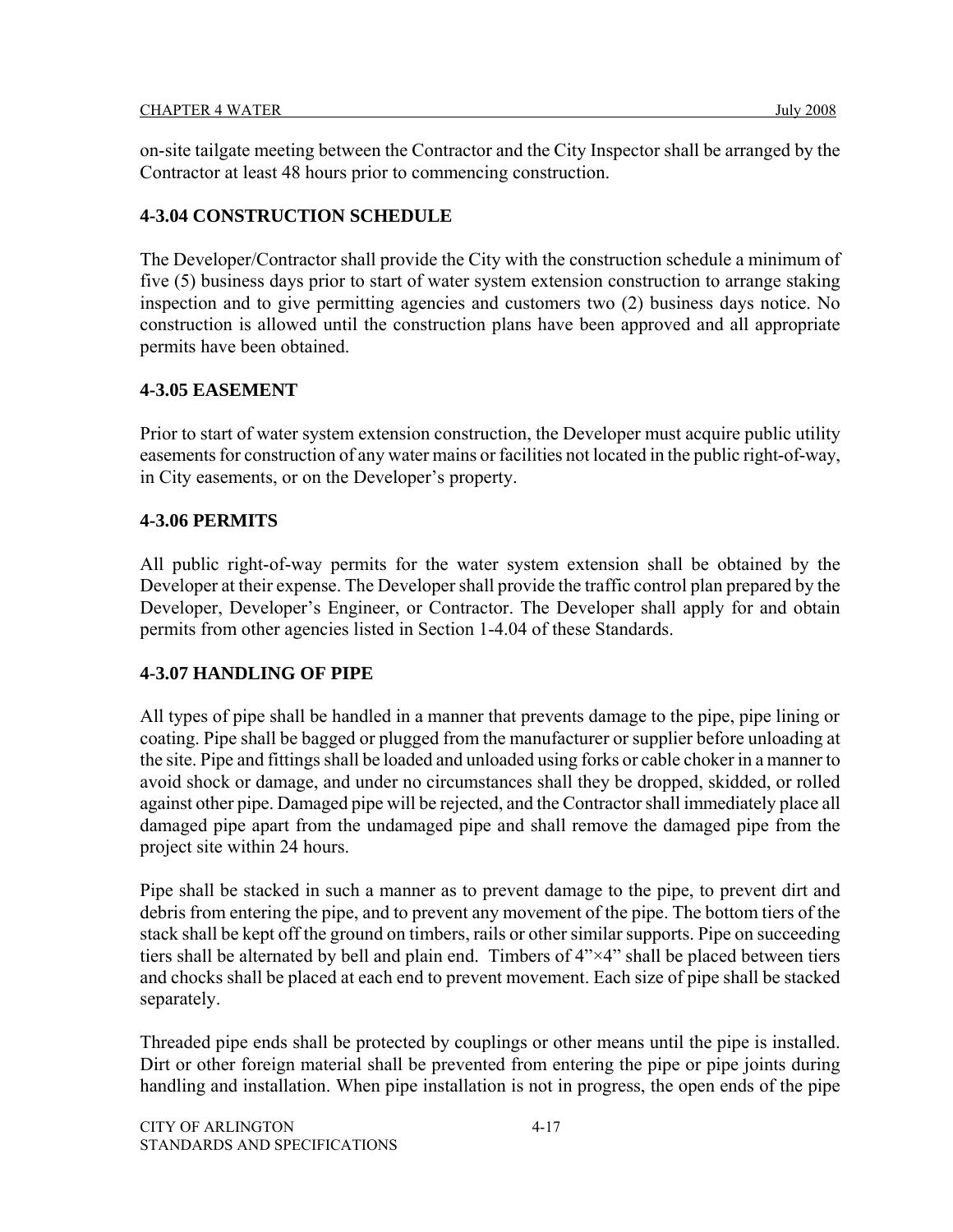on-site tailgate meeting between the Contractor and the City Inspector shall be arranged by the Contractor at least 48 hours prior to commencing construction.

## 4-3.04 CONSTRUCTION SCHEDULE

The Developer/Contractor shall provide the City with the construction schedule a minimum of five (5) business days prior to start of water system extension construction to arrange staking inspection and to give permitting agencies and customers two (2) business days notice. No construction is allowed until the construction plans have been approved and all appropriate permits have been obtained.

## 4-3.05 EASEMENT

Prior to start of water system extension construction, the Developer must acquire public utility easements for construction of any water mains or facilities not located in the public right-of-way, in City easements, or on the Developer's property.

## 4-3.06 PERMITS

All public right-of-way permits for the water system extension shall be obtained by the Developer at their expense. The Developer shall provide the traffic control plan prepared by the Developer, Developer's Engineer, or Contractor. The Developer shall apply for and obtain permits from other agencies listed in Section 1-4.04 of these Standards.

## 4-3.07 HANDLING OF PIPE

All types of pipe shall be handled in a manner that prevents damage to the pipe, pipe lining or coating. Pipe shall be bagged or plugged from the manufacturer or supplier before unloading at the site. Pipe and fittings shall be loaded and unloaded using forks or cable choker in a manner to avoid shock or damage, and under no circumstances shall they be dropped, skidded, or rolled against other pipe. Damaged pipe will be rejected, and the Contractor shall immediately place all damaged pipe apart from the undamaged pipe and shall remove the damaged pipe from the project site within 24 hours.

Pipe shall be stacked in such a manner as to prevent damage to the pipe, to prevent dirt and debris from entering the pipe, and to prevent any movement of the pipe. The bottom tiers of the stack shall be kept off the ground on timbers, rails or other similar supports. Pipe on succeeding tiers shall be alternated by bell and plain end. Timbers of 4"×4" shall be placed between tiers and chocks shall be placed at each end to prevent movement. Each size of pipe shall be stacked separately.

Threaded pipe ends shall be protected by couplings or other means until the pipe is installed. Dirt or other foreign material shall be prevented from entering the pipe or pipe joints during handling and installation. When pipe installation is not in progress, the open ends of the pipe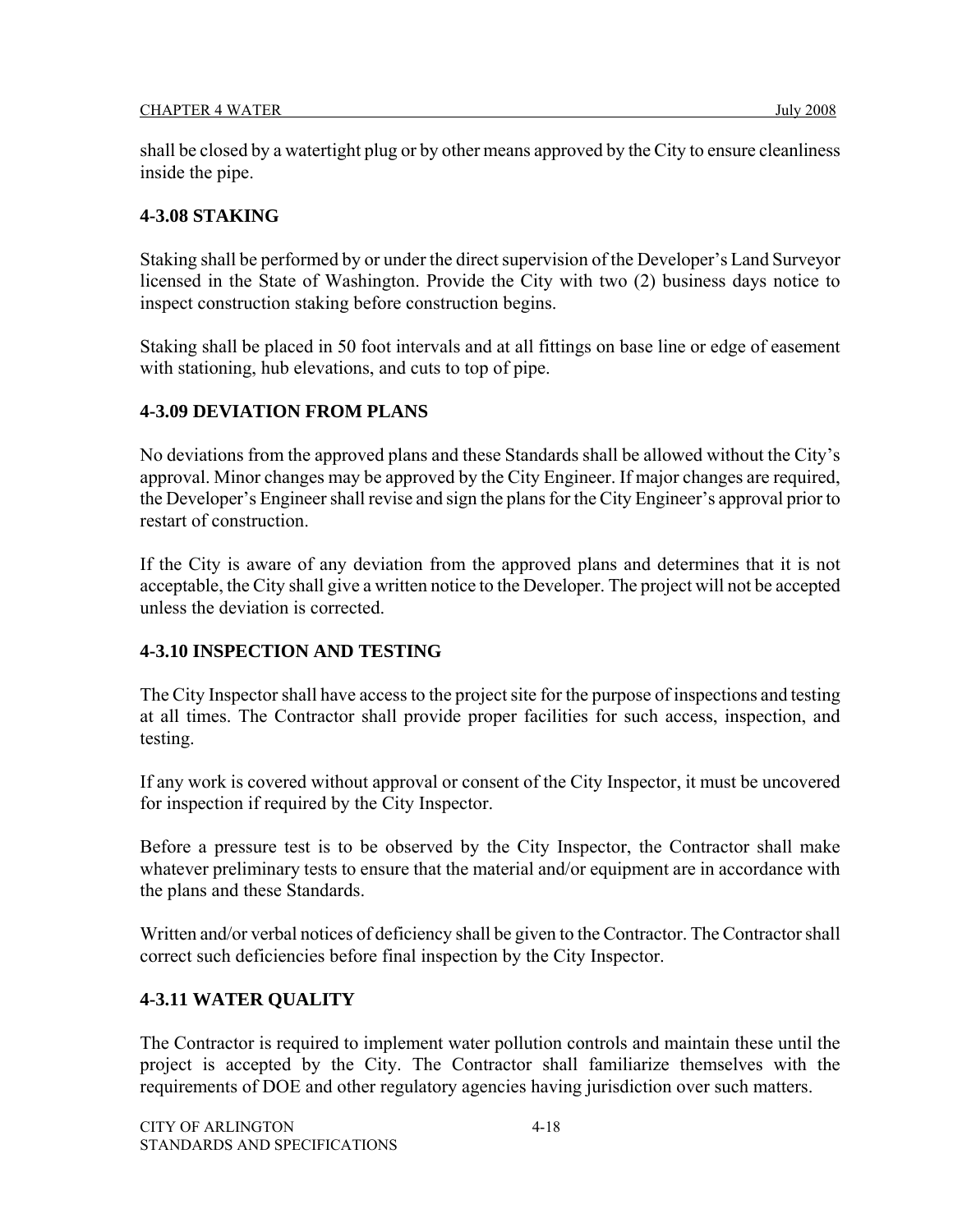shall be closed by a watertight plug or by other means approved by the City to ensure cleanliness inside the pipe.

## 4-3.08 STAKING

Staking shall be performed by or under the direct supervision of the Developer's Land Surveyor licensed in the State of Washington. Provide the City with two (2) business days notice to inspect construction staking before construction begins.

Staking shall be placed in 50 foot intervals and at all fittings on base line or edge of easement with stationing, hub elevations, and cuts to top of pipe.

## 4-3.09 DEVIATION FROM PLANS

No deviations from the approved plans and these Standards shall be allowed without the City's approval. Minor changes may be approved by the City Engineer. If major changes are required, the Developer's Engineer shall revise and sign the plans for the City Engineer's approval prior to restart of construction.

If the City is aware of any deviation from the approved plans and determines that it is not acceptable, the City shall give a written notice to the Developer. The project will not be accepted unless the deviation is corrected.

## 4-3.10 INSPECTION AND TESTING

The City Inspector shall have access to the project site for the purpose of inspections and testing at all times. The Contractor shall provide proper facilities for such access, inspection, and testing.

If any work is covered without approval or consent of the City Inspector, it must be uncovered for inspection if required by the City Inspector.

Before a pressure test is to be observed by the City Inspector, the Contractor shall make whatever preliminary tests to ensure that the material and/or equipment are in accordance with the plans and these Standards.

Written and/or verbal notices of deficiency shall be given to the Contractor. The Contractor shall correct such deficiencies before final inspection by the City Inspector.

## 4-3.11 WATER QUALITY

The Contractor is required to implement water pollution controls and maintain these until the project is accepted by the City. The Contractor shall familiarize themselves with the requirements of DOE and other regulatory agencies having jurisdiction over such matters.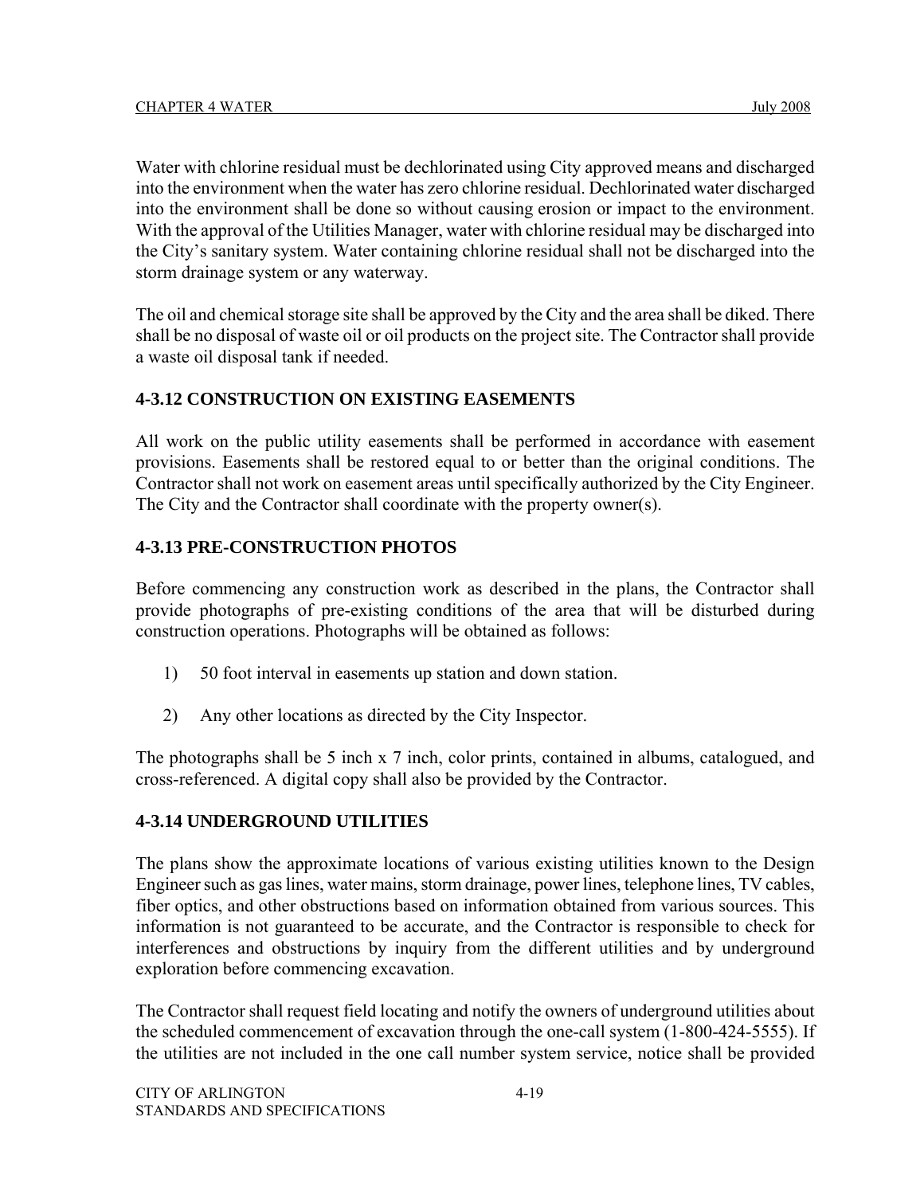Water with chlorine residual must be dechlorinated using City approved means and discharged into the environment when the water has zero chlorine residual. Dechlorinated water discharged into the environment shall be done so without causing erosion or impact to the environment. With the approval of the Utilities Manager, water with chlorine residual may be discharged into the City's sanitary system. Water containing chlorine residual shall not be discharged into the storm drainage system or any waterway.

The oil and chemical storage site shall be approved by the City and the area shall be diked. There shall be no disposal of waste oil or oil products on the project site. The Contractor shall provide a waste oil disposal tank if needed.

### 4-3.12 CONSTRUCTION ON EXISTING EASEMENTS

All work on the public utility easements shall be performed in accordance with easement provisions. Easements shall be restored equal to or better than the original conditions. The Contractor shall not work on easement areas until specifically authorized by the City Engineer. The City and the Contractor shall coordinate with the property owner(s).

### 4-3.13 PRE-CONSTRUCTION PHOTOS

Before commencing any construction work as described in the plans, the Contractor shall provide photographs of pre-existing conditions of the area that will be disturbed during construction operations. Photographs will be obtained as follows:

1) 50 foot interval in easements up station and down station.

2) Any other locations as directed by the City Inspector.

The photographs shall be 5 inch x 7 inch, color prints, contained in albums, catalogued, and cross-referenced. A digital copy shall also be provided by the Contractor.

### 4-3.14 UNDERGROUND UTILITIES

The plans show the approximate locations of various existing utilities known to the Design Engineer such as gas lines, water mains, storm drainage, power lines, telephone lines, TV cables, fiber optics, and other obstructions based on information obtained from various sources. This information is not guaranteed to be accurate, and the Contractor is responsible to check for interferences and obstructions by inquiry from the different utilities and by underground exploration before commencing excavation.

The Contractor shall request field locating and notify the owners of underground utilities about the scheduled commencement of excavation through the one-call system (1-800-424-5555). If the utilities are not included in the one call number system service, notice shall be provided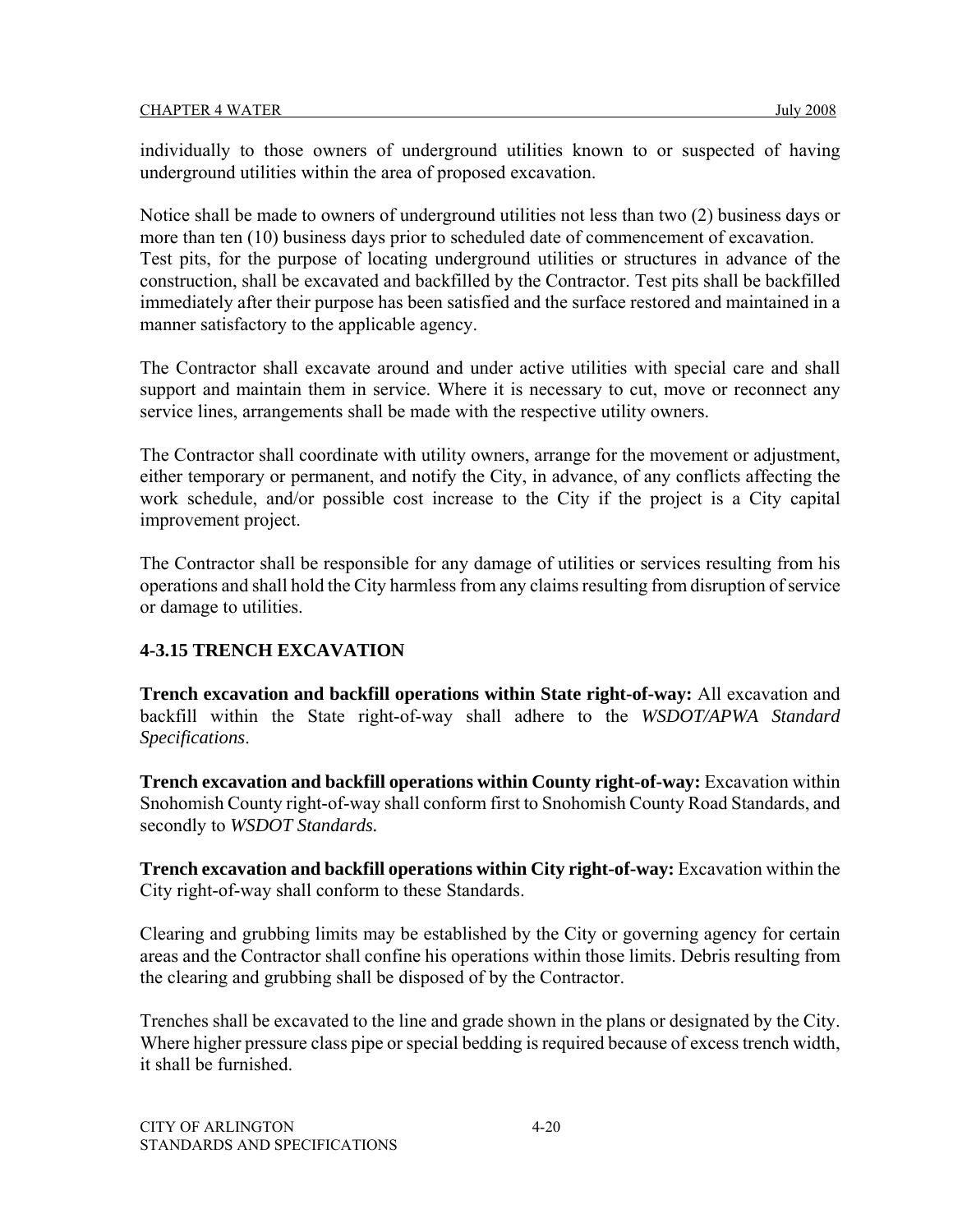individually to those owners of underground utilities known to or suspected of having underground utilities within the area of proposed excavation.

Notice shall be made to owners of underground utilities not less than two (2) business days or more than ten (10) business days prior to scheduled date of commencement of excavation. Test pits, for the purpose of locating underground utilities or structures in advance of the construction, shall be excavated and backfilled by the Contractor. Test pits shall be backfilled immediately after their purpose has been satisfied and the surface restored and maintained in a manner satisfactory to the applicable agency.

The Contractor shall excavate around and under active utilities with special care and shall support and maintain them in service. Where it is necessary to cut, move or reconnect any service lines, arrangements shall be made with the respective utility owners.

The Contractor shall coordinate with utility owners, arrange for the movement or adjustment, either temporary or permanent, and notify the City, in advance, of any conflicts affecting the work schedule, and/or possible cost increase to the City if the project is a City capital improvement project.

The Contractor shall be responsible for any damage of utilities or services resulting from his operations and shall hold the City harmless from any claims resulting from disruption of service or damage to utilities.

### 4-3.15 TRENCH EXCAVATION

**Trench excavation and backfill operations within State right-of-way:** All excavation and backfill within the State right-of-way shall adhere to the *WSDOT/APWA Standard Specifications*.

**Trench excavation and backfill operations within County right-of-way:** Excavation within Snohomish County right-of-way shall conform first to Snohomish County Road Standards, and secondly to *WSDOT Standards.*

**Trench excavation and backfill operations within City right-of-way:** Excavation within the City right-of-way shall conform to these Standards.

Clearing and grubbing limits may be established by the City or governing agency for certain areas and the Contractor shall confine his operations within those limits. Debris resulting from the clearing and grubbing shall be disposed of by the Contractor.

Trenches shall be excavated to the line and grade shown in the plans or designated by the City. Where higher pressure class pipe or special bedding is required because of excess trench width, it shall be furnished.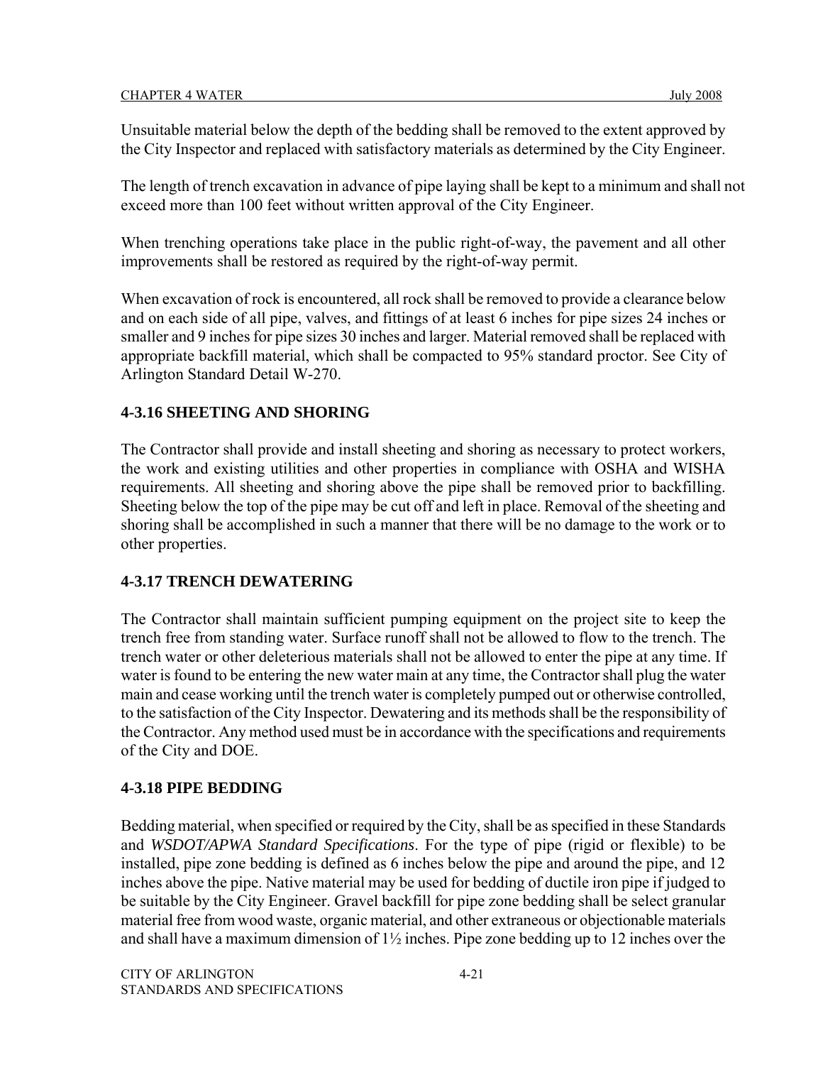Unsuitable material below the depth of the bedding shall be removed to the extent approved by the City Inspector and replaced with satisfactory materials as determined by the City Engineer.

The length of trench excavation in advance of pipe laying shall be kept to a minimum and shall not exceed more than 100 feet without written approval of the City Engineer.

When trenching operations take place in the public right-of-way, the pavement and all other improvements shall be restored as required by the right-of-way permit.

When excavation of rock is encountered, all rock shall be removed to provide a clearance below and on each side of all pipe, valves, and fittings of at least 6 inches for pipe sizes 24 inches or smaller and 9 inches for pipe sizes 30 inches and larger. Material removed shall be replaced with appropriate backfill material, which shall be compacted to 95% standard proctor. See City of Arlington Standard Detail W-270.

### 4-3.16 SHEETING AND SHORING

The Contractor shall provide and install sheeting and shoring as necessary to protect workers, the work and existing utilities and other properties in compliance with OSHA and WISHA requirements. All sheeting and shoring above the pipe shall be removed prior to backfilling. Sheeting below the top of the pipe may be cut off and left in place. Removal of the sheeting and shoring shall be accomplished in such a manner that there will be no damage to the work or to other properties.

### 4-3.17 TRENCH DEWATERING

The Contractor shall maintain sufficient pumping equipment on the project site to keep the trench free from standing water. Surface runoff shall not be allowed to flow to the trench. The trench water or other deleterious materials shall not be allowed to enter the pipe at any time. If water is found to be entering the new water main at any time, the Contractor shall plug the water main and cease working until the trench water is completely pumped out or otherwise controlled, to the satisfaction of the City Inspector. Dewatering and its methods shall be the responsibility of the Contractor. Any method used must be in accordance with the specifications and requirements of the City and DOE.

### 4-3.18 PIPE BEDDING

Bedding material, when specified or required by the City, shall be as specified in these Standards and *WSDOT/APWA Standard Specifications*. For the type of pipe (rigid or flexible) to be installed, pipe zone bedding is defined as 6 inches below the pipe and around the pipe, and 12 inches above the pipe. Native material may be used for bedding of ductile iron pipe if judged to be suitable by the City Engineer. Gravel backfill for pipe zone bedding shall be select granular material free from wood waste, organic material, and other extraneous or objectionable materials and shall have a maximum dimension of 1½ inches. Pipe zone bedding up to 12 inches over the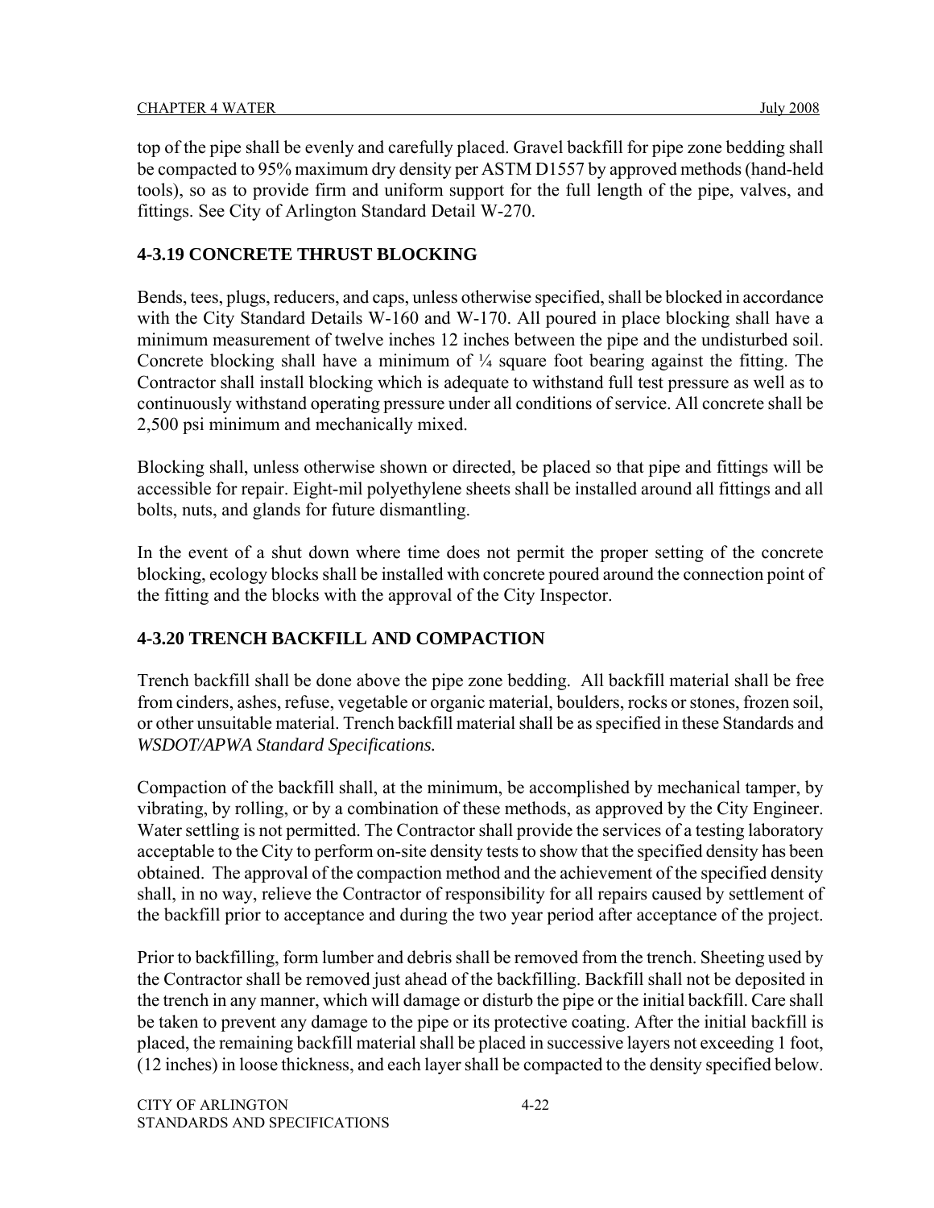top of the pipe shall be evenly and carefully placed. Gravel backfill for pipe zone bedding shall be compacted to 95% maximum dry density per ASTM D1557 by approved methods (hand-held tools), so as to provide firm and uniform support for the full length of the pipe, valves, and fittings. See City of Arlington Standard Detail W-270.

### 4-3.19 CONCRETE THRUST BLOCKING

Bends, tees, plugs, reducers, and caps, unless otherwise specified, shall be blocked in accordance with the City Standard Details W-160 and W-170. All poured in place blocking shall have a minimum measurement of twelve inches 12 inches between the pipe and the undisturbed soil. Concrete blocking shall have a minimum of ¼ square foot bearing against the fitting. The Contractor shall install blocking which is adequate to withstand full test pressure as well as to continuously withstand operating pressure under all conditions of service. All concrete shall be 2,500 psi minimum and mechanically mixed.

Blocking shall, unless otherwise shown or directed, be placed so that pipe and fittings will be accessible for repair. Eight-mil polyethylene sheets shall be installed around all fittings and all bolts, nuts, and glands for future dismantling.

In the event of a shut down where time does not permit the proper setting of the concrete blocking, ecology blocks shall be installed with concrete poured around the connection point of the fitting and the blocks with the approval of the City Inspector.

### 4-3.20 TRENCH BACKFILL AND COMPACTION

Trench backfill shall be done above the pipe zone bedding. All backfill material shall be free from cinders, ashes, refuse, vegetable or organic material, boulders, rocks or stones, frozen soil, or other unsuitable material. Trench backfill material shall be as specified in these Standards and *WSDOT/APWA Standard Specifications.*

Compaction of the backfill shall, at the minimum, be accomplished by mechanical tamper, by vibrating, by rolling, or by a combination of these methods, as approved by the City Engineer. Water settling is not permitted. The Contractor shall provide the services of a testing laboratory acceptable to the City to perform on-site density tests to show that the specified density has been obtained. The approval of the compaction method and the achievement of the specified density shall, in no way, relieve the Contractor of responsibility for all repairs caused by settlement of the backfill prior to acceptance and during the two year period after acceptance of the project.

Prior to backfilling, form lumber and debris shall be removed from the trench. Sheeting used by the Contractor shall be removed just ahead of the backfilling. Backfill shall not be deposited in the trench in any manner, which will damage or disturb the pipe or the initial backfill. Care shall be taken to prevent any damage to the pipe or its protective coating. After the initial backfill is placed, the remaining backfill material shall be placed in successive layers not exceeding 1 foot, (12 inches) in loose thickness, and each layer shall be compacted to the density specified below.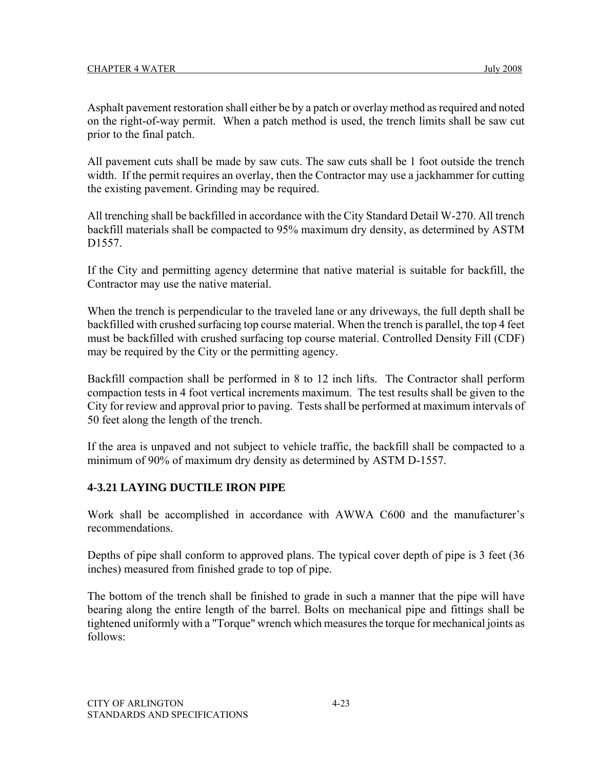Asphalt pavement restoration shall either be by a patch or overlay method as required and noted on the right-of-way permit. When a patch method is used, the trench limits shall be saw cut prior to the final patch.

All pavement cuts shall be made by saw cuts. The saw cuts shall be 1 foot outside the trench width. If the permit requires an overlay, then the Contractor may use a jackhammer for cutting the existing pavement. Grinding may be required.

All trenching shall be backfilled in accordance with the City Standard Detail W-270. All trench backfill materials shall be compacted to 95% maximum dry density, as determined by ASTM D1557.

If the City and permitting agency determine that native material is suitable for backfill, the Contractor may use the native material.

When the trench is perpendicular to the traveled lane or any driveways, the full depth shall be backfilled with crushed surfacing top course material. When the trench is parallel, the top 4 feet must be backfilled with crushed surfacing top course material. Controlled Density Fill (CDF) may be required by the City or the permitting agency.

Backfill compaction shall be performed in 8 to 12 inch lifts. The Contractor shall perform compaction tests in 4 foot vertical increments maximum. The test results shall be given to the City for review and approval prior to paving. Tests shall be performed at maximum intervals of 50 feet along the length of the trench.

If the area is unpaved and not subject to vehicle traffic, the backfill shall be compacted to a minimum of 90% of maximum dry density as determined by ASTM D-1557.

## 4-3.21 LAYING DUCTILE IRON PIPE

Work shall be accomplished in accordance with AWWA C600 and the manufacturer's recommendations.

Depths of pipe shall conform to approved plans. The typical cover depth of pipe is 3 feet (36 inches) measured from finished grade to top of pipe.

The bottom of the trench shall be finished to grade in such a manner that the pipe will have bearing along the entire length of the barrel. Bolts on mechanical pipe and fittings shall be tightened uniformly with a "Torque" wrench which measures the torque for mechanical joints as follows: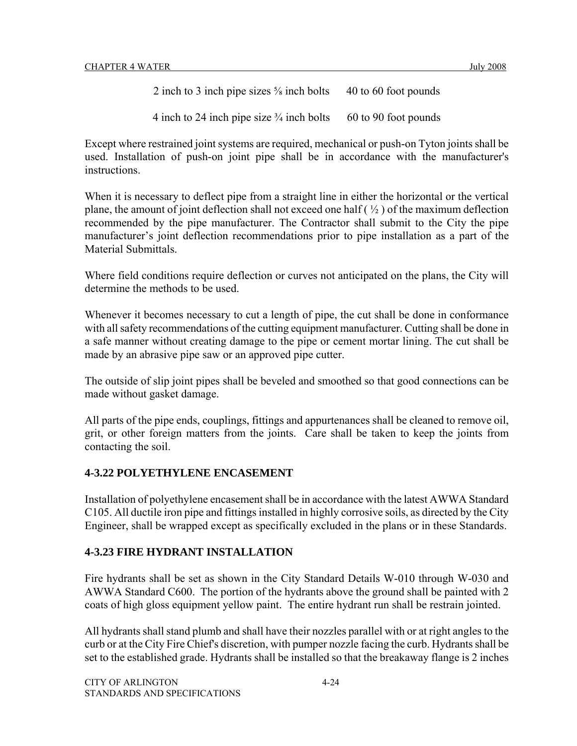2 inch to 3 inch pipe sizes ⅝ inch bolts 40 to 60 foot pounds

4 inch to 24 inch pipe size ¾ inch bolts 60 to 90 foot pounds

Except where restrained joint systems are required, mechanical or push-on Tyton joints shall be used. Installation of push-on joint pipe shall be in accordance with the manufacturer's instructions.

When it is necessary to deflect pipe from a straight line in either the horizontal or the vertical plane, the amount of joint deflection shall not exceed one half ( ½ ) of the maximum deflection recommended by the pipe manufacturer. The Contractor shall submit to the City the pipe manufacturer's joint deflection recommendations prior to pipe installation as a part of the Material Submittals.

Where field conditions require deflection or curves not anticipated on the plans, the City will determine the methods to be used.

Whenever it becomes necessary to cut a length of pipe, the cut shall be done in conformance with all safety recommendations of the cutting equipment manufacturer. Cutting shall be done in a safe manner without creating damage to the pipe or cement mortar lining. The cut shall be made by an abrasive pipe saw or an approved pipe cutter.

The outside of slip joint pipes shall be beveled and smoothed so that good connections can be made without gasket damage.

All parts of the pipe ends, couplings, fittings and appurtenances shall be cleaned to remove oil, grit, or other foreign matters from the joints. Care shall be taken to keep the joints from contacting the soil.

### 4-3.22 POLYETHYLENE ENCASEMENT

Installation of polyethylene encasement shall be in accordance with the latest AWWA Standard C105. All ductile iron pipe and fittings installed in highly corrosive soils, as directed by the City Engineer, shall be wrapped except as specifically excluded in the plans or in these Standards.

### 4-3.23 FIRE HYDRANT INSTALLATION

Fire hydrants shall be set as shown in the City Standard Details W-010 through W-030 and AWWA Standard C600. The portion of the hydrants above the ground shall be painted with 2 coats of high gloss equipment yellow paint. The entire hydrant run shall be restrain jointed.

All hydrants shall stand plumb and shall have their nozzles parallel with or at right angles to the curb or at the City Fire Chief's discretion, with pumper nozzle facing the curb. Hydrants shall be set to the established grade. Hydrants shall be installed so that the breakaway flange is 2 inches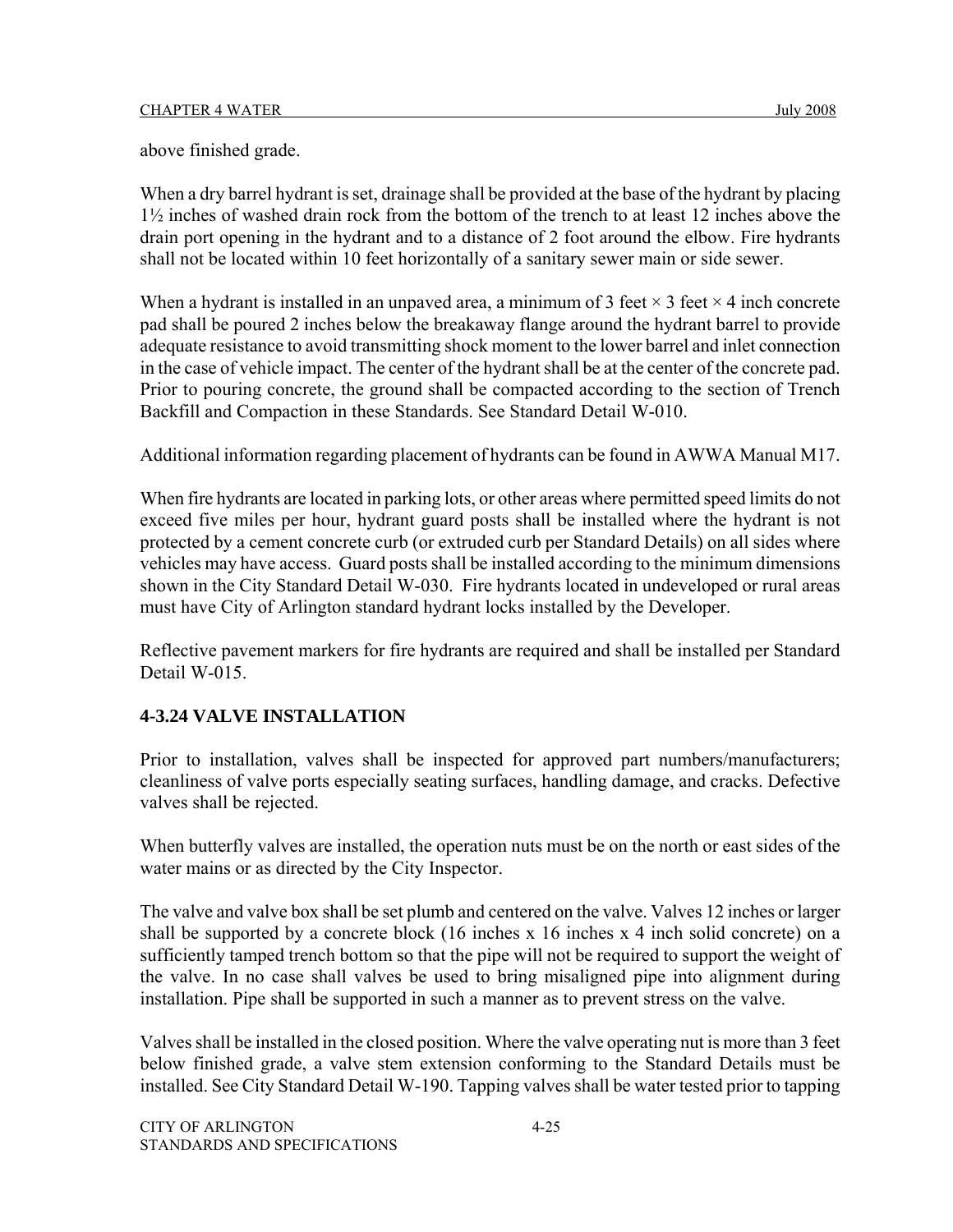above finished grade.

When a dry barrel hydrant is set, drainage shall be provided at the base of the hydrant by placing 1½ inches of washed drain rock from the bottom of the trench to at least 12 inches above the drain port opening in the hydrant and to a distance of 2 foot around the elbow. Fire hydrants shall not be located within 10 feet horizontally of a sanitary sewer main or side sewer.

When a hydrant is installed in an unpaved area, a minimum of 3 feet × 3 feet × 4 inch concrete pad shall be poured 2 inches below the breakaway flange around the hydrant barrel to provide adequate resistance to avoid transmitting shock moment to the lower barrel and inlet connection in the case of vehicle impact. The center of the hydrant shall be at the center of the concrete pad. Prior to pouring concrete, the ground shall be compacted according to the section of Trench Backfill and Compaction in these Standards. See Standard Detail W-010.

Additional information regarding placement of hydrants can be found in AWWA Manual M17.

When fire hydrants are located in parking lots, or other areas where permitted speed limits do not exceed five miles per hour, hydrant guard posts shall be installed where the hydrant is not protected by a cement concrete curb (or extruded curb per Standard Details) on all sides where vehicles may have access. Guard posts shall be installed according to the minimum dimensions shown in the City Standard Detail W-030. Fire hydrants located in undeveloped or rural areas must have City of Arlington standard hydrant locks installed by the Developer.

Reflective pavement markers for fire hydrants are required and shall be installed per Standard Detail W-015.

## 4-3.24 VALVE INSTALLATION

Prior to installation, valves shall be inspected for approved part numbers/manufacturers; cleanliness of valve ports especially seating surfaces, handling damage, and cracks. Defective valves shall be rejected.

When butterfly valves are installed, the operation nuts must be on the north or east sides of the water mains or as directed by the City Inspector.

The valve and valve box shall be set plumb and centered on the valve. Valves 12 inches or larger shall be supported by a concrete block (16 inches x 16 inches x 4 inch solid concrete) on a sufficiently tamped trench bottom so that the pipe will not be required to support the weight of the valve. In no case shall valves be used to bring misaligned pipe into alignment during installation. Pipe shall be supported in such a manner as to prevent stress on the valve.

Valves shall be installed in the closed position. Where the valve operating nut is more than 3 feet below finished grade, a valve stem extension conforming to the Standard Details must be installed. See City Standard Detail W-190. Tapping valves shall be water tested prior to tapping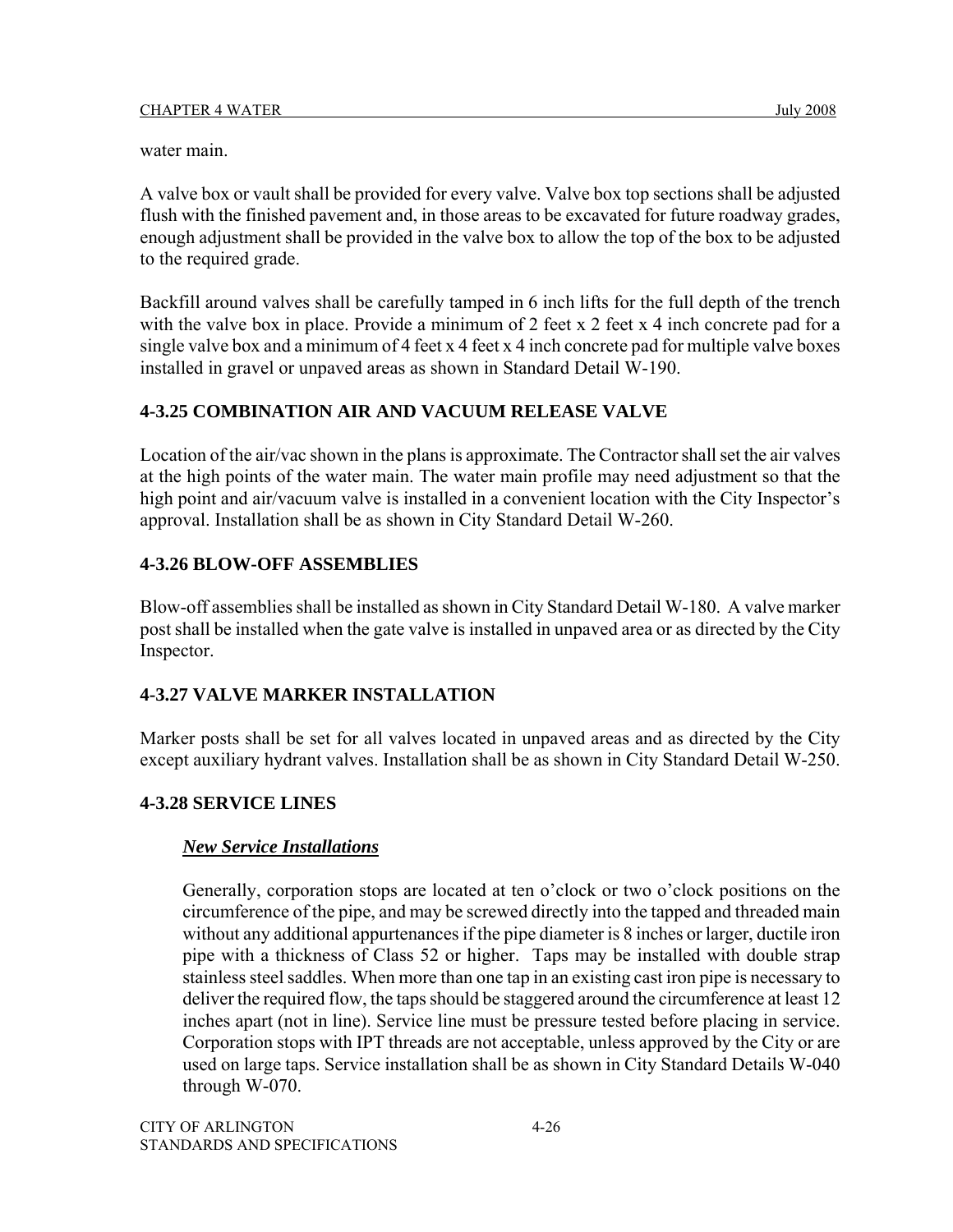water main.

A valve box or vault shall be provided for every valve. Valve box top sections shall be adjusted flush with the finished pavement and, in those areas to be excavated for future roadway grades, enough adjustment shall be provided in the valve box to allow the top of the box to be adjusted to the required grade.

Backfill around valves shall be carefully tamped in 6 inch lifts for the full depth of the trench with the valve box in place. Provide a minimum of 2 feet x 2 feet x 4 inch concrete pad for a single valve box and a minimum of 4 feet x 4 feet x 4 inch concrete pad for multiple valve boxes installed in gravel or unpaved areas as shown in Standard Detail W-190.

### 4-3.25 COMBINATION AIR AND VACUUM RELEASE VALVE

Location of the air/vac shown in the plans is approximate. The Contractor shall set the air valves at the high points of the water main. The water main profile may need adjustment so that the high point and air/vacuum valve is installed in a convenient location with the City Inspector's approval. Installation shall be as shown in City Standard Detail W-260.

### 4-3.26 BLOW-OFF ASSEMBLIES

Blow-off assemblies shall be installed as shown in City Standard Detail W-180. A valve marker post shall be installed when the gate valve is installed in unpaved area or as directed by the City Inspector.

### 4-3.27 VALVE MARKER INSTALLATION

Marker posts shall be set for all valves located in unpaved areas and as directed by the City except auxiliary hydrant valves. Installation shall be as shown in City Standard Detail W-250.

### 4-3.28 SERVICE LINES

***New Service Installations***

Generally, corporation stops are located at ten o'clock or two o'clock positions on the circumference of the pipe, and may be screwed directly into the tapped and threaded main without any additional appurtenances if the pipe diameter is 8 inches or larger, ductile iron pipe with a thickness of Class 52 or higher. Taps may be installed with double strap stainless steel saddles. When more than one tap in an existing cast iron pipe is necessary to deliver the required flow, the taps should be staggered around the circumference at least 12 inches apart (not in line). Service line must be pressure tested before placing in service. Corporation stops with IPT threads are not acceptable, unless approved by the City or are used on large taps. Service installation shall be as shown in City Standard Details W-040 through W-070.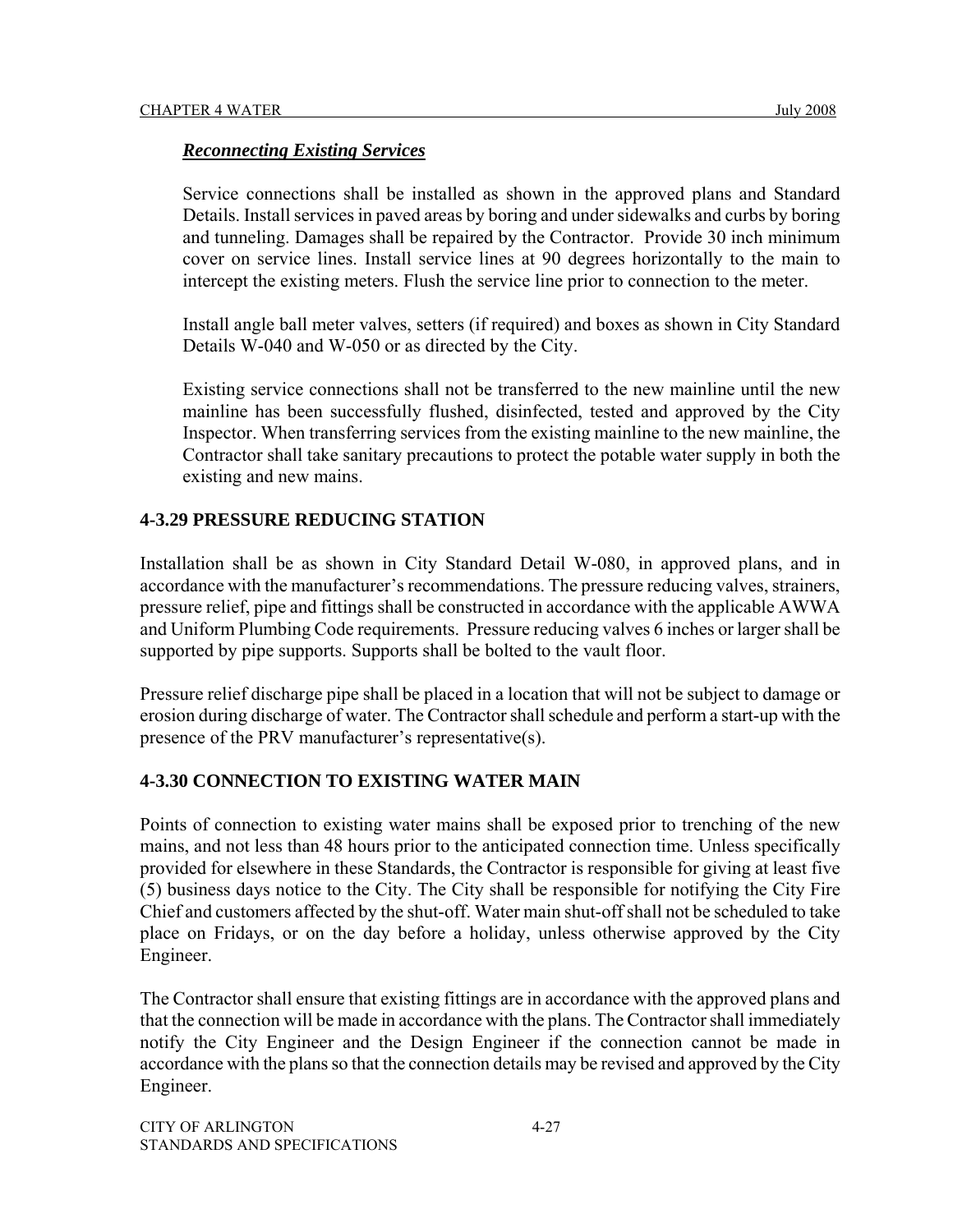***Reconnecting Existing Services***

Service connections shall be installed as shown in the approved plans and Standard Details. Install services in paved areas by boring and under sidewalks and curbs by boring and tunneling. Damages shall be repaired by the Contractor. Provide 30 inch minimum cover on service lines. Install service lines at 90 degrees horizontally to the main to intercept the existing meters. Flush the service line prior to connection to the meter.

Install angle ball meter valves, setters (if required) and boxes as shown in City Standard Details W-040 and W-050 or as directed by the City.

Existing service connections shall not be transferred to the new mainline until the new mainline has been successfully flushed, disinfected, tested and approved by the City Inspector. When transferring services from the existing mainline to the new mainline, the Contractor shall take sanitary precautions to protect the potable water supply in both the existing and new mains.

## 4-3.29 PRESSURE REDUCING STATION

Installation shall be as shown in City Standard Detail W-080, in approved plans, and in accordance with the manufacturer's recommendations. The pressure reducing valves, strainers, pressure relief, pipe and fittings shall be constructed in accordance with the applicable AWWA and Uniform Plumbing Code requirements. Pressure reducing valves 6 inches or larger shall be supported by pipe supports. Supports shall be bolted to the vault floor.

Pressure relief discharge pipe shall be placed in a location that will not be subject to damage or erosion during discharge of water. The Contractor shall schedule and perform a start-up with the presence of the PRV manufacturer's representative(s).

## 4-3.30 CONNECTION TO EXISTING WATER MAIN

Points of connection to existing water mains shall be exposed prior to trenching of the new mains, and not less than 48 hours prior to the anticipated connection time. Unless specifically provided for elsewhere in these Standards, the Contractor is responsible for giving at least five (5) business days notice to the City. The City shall be responsible for notifying the City Fire Chief and customers affected by the shut-off. Water main shut-off shall not be scheduled to take place on Fridays, or on the day before a holiday, unless otherwise approved by the City Engineer.

The Contractor shall ensure that existing fittings are in accordance with the approved plans and that the connection will be made in accordance with the plans. The Contractor shall immediately notify the City Engineer and the Design Engineer if the connection cannot be made in accordance with the plans so that the connection details may be revised and approved by the City Engineer.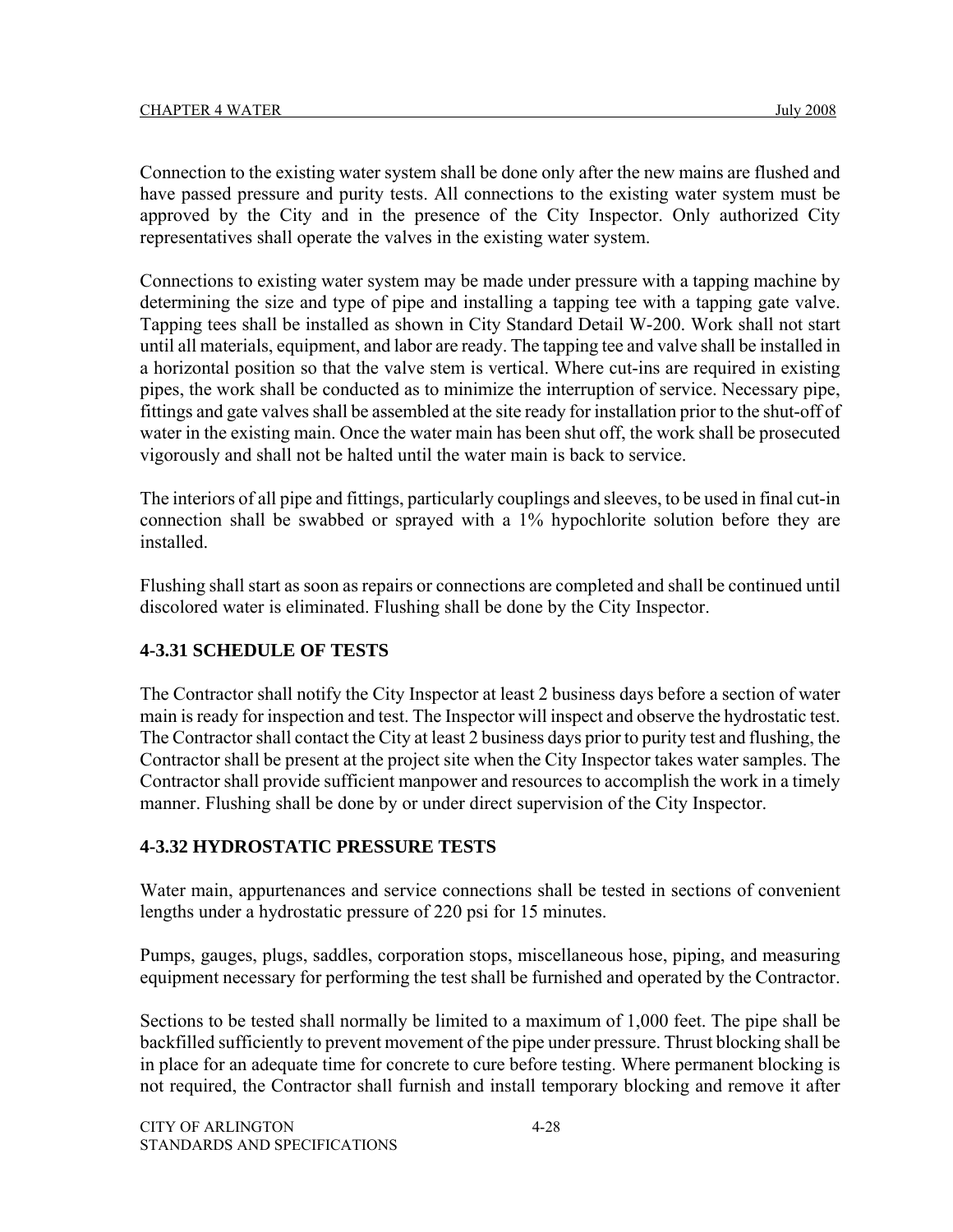Connection to the existing water system shall be done only after the new mains are flushed and have passed pressure and purity tests. All connections to the existing water system must be approved by the City and in the presence of the City Inspector. Only authorized City representatives shall operate the valves in the existing water system.

Connections to existing water system may be made under pressure with a tapping machine by determining the size and type of pipe and installing a tapping tee with a tapping gate valve. Tapping tees shall be installed as shown in City Standard Detail W-200. Work shall not start until all materials, equipment, and labor are ready. The tapping tee and valve shall be installed in a horizontal position so that the valve stem is vertical. Where cut-ins are required in existing pipes, the work shall be conducted as to minimize the interruption of service. Necessary pipe, fittings and gate valves shall be assembled at the site ready for installation prior to the shut-off of water in the existing main. Once the water main has been shut off, the work shall be prosecuted vigorously and shall not be halted until the water main is back to service.

The interiors of all pipe and fittings, particularly couplings and sleeves, to be used in final cut-in connection shall be swabbed or sprayed with a 1% hypochlorite solution before they are installed.

Flushing shall start as soon as repairs or connections are completed and shall be continued until discolored water is eliminated. Flushing shall be done by the City Inspector.

### 4-3.31 SCHEDULE OF TESTS

The Contractor shall notify the City Inspector at least 2 business days before a section of water main is ready for inspection and test. The Inspector will inspect and observe the hydrostatic test. The Contractor shall contact the City at least 2 business days prior to purity test and flushing, the Contractor shall be present at the project site when the City Inspector takes water samples. The Contractor shall provide sufficient manpower and resources to accomplish the work in a timely manner. Flushing shall be done by or under direct supervision of the City Inspector.

### 4-3.32 HYDROSTATIC PRESSURE TESTS

Water main, appurtenances and service connections shall be tested in sections of convenient lengths under a hydrostatic pressure of 220 psi for 15 minutes.

Pumps, gauges, plugs, saddles, corporation stops, miscellaneous hose, piping, and measuring equipment necessary for performing the test shall be furnished and operated by the Contractor.

Sections to be tested shall normally be limited to a maximum of 1,000 feet. The pipe shall be backfilled sufficiently to prevent movement of the pipe under pressure. Thrust blocking shall be in place for an adequate time for concrete to cure before testing. Where permanent blocking is not required, the Contractor shall furnish and install temporary blocking and remove it after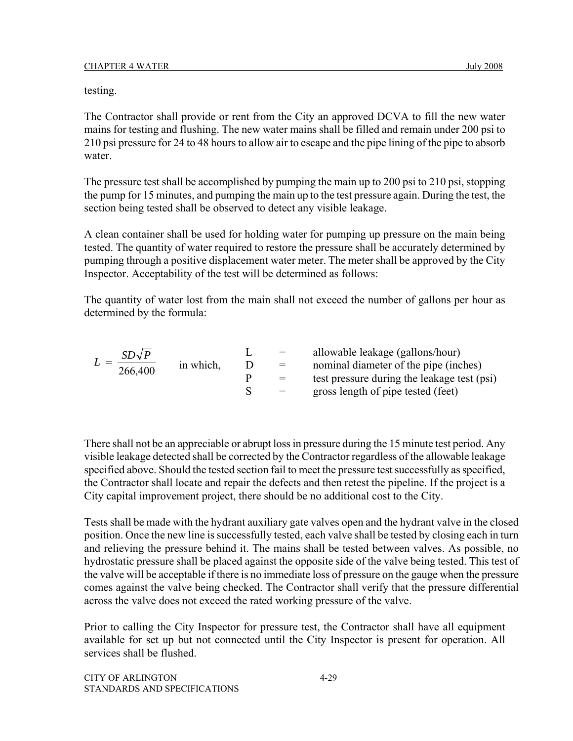testing.

The Contractor shall provide or rent from the City an approved DCVA to fill the new water mains for testing and flushing. The new water mains shall be filled and remain under 200 psi to 210 psi pressure for 24 to 48 hours to allow air to escape and the pipe lining of the pipe to absorb water.

The pressure test shall be accomplished by pumping the main up to 200 psi to 210 psi, stopping the pump for 15 minutes, and pumping the main up to the test pressure again. During the test, the section being tested shall be observed to detect any visible leakage.

A clean container shall be used for holding water for pumping up pressure on the main being tested. The quantity of water required to restore the pressure shall be accurately determined by pumping through a positive displacement water meter. The meter shall be approved by the City Inspector. Acceptability of the test will be determined as follows:

The quantity of water lost from the main shall not exceed the number of gallons per hour as determined by the formula:

$$L = \frac{SD\sqrt{P}}{266{,}400}$$

in which,

- L = allowable leakage (gallons/hour)
- D = nominal diameter of the pipe (inches)
- P = test pressure during the leakage test (psi)
- S = gross length of pipe tested (feet)

There shall not be an appreciable or abrupt loss in pressure during the 15 minute test period. Any visible leakage detected shall be corrected by the Contractor regardless of the allowable leakage specified above. Should the tested section fail to meet the pressure test successfully as specified, the Contractor shall locate and repair the defects and then retest the pipeline. If the project is a City capital improvement project, there should be no additional cost to the City.

Tests shall be made with the hydrant auxiliary gate valves open and the hydrant valve in the closed position. Once the new line is successfully tested, each valve shall be tested by closing each in turn and relieving the pressure behind it. The mains shall be tested between valves. As possible, no hydrostatic pressure shall be placed against the opposite side of the valve being tested. This test of the valve will be acceptable if there is no immediate loss of pressure on the gauge when the pressure comes against the valve being checked. The Contractor shall verify that the pressure differential across the valve does not exceed the rated working pressure of the valve.

Prior to calling the City Inspector for pressure test, the Contractor shall have all equipment available for set up but not connected until the City Inspector is present for operation. All services shall be flushed.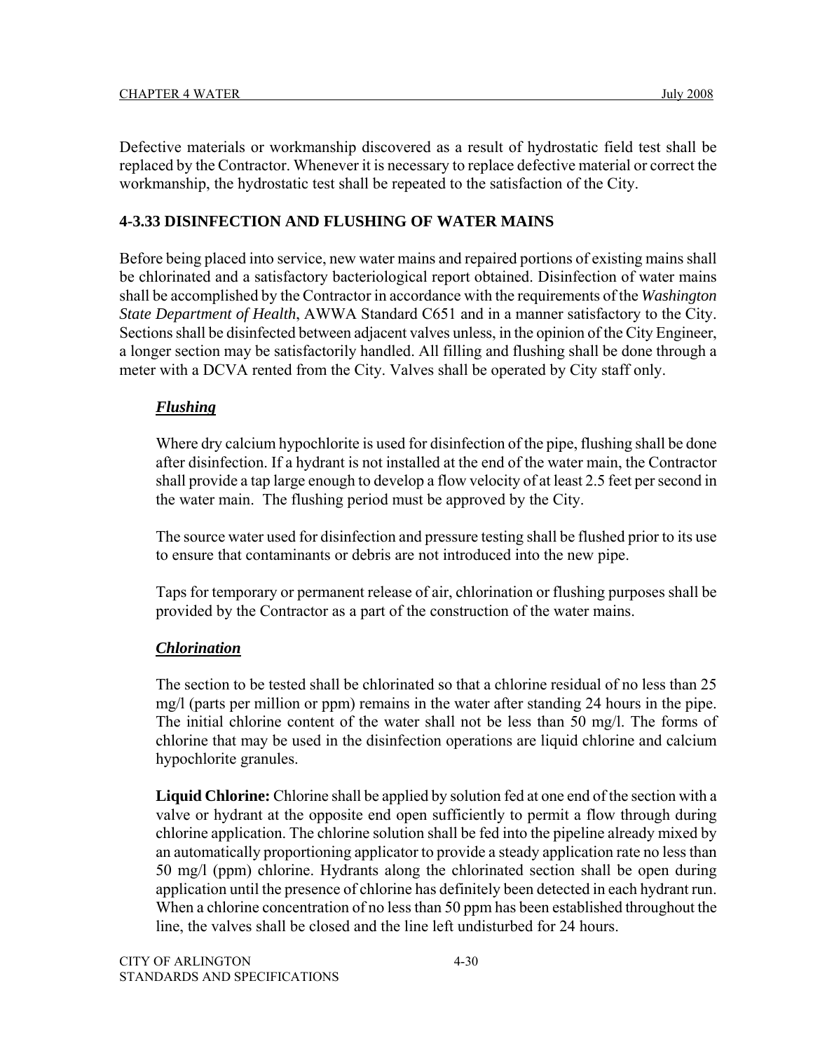Defective materials or workmanship discovered as a result of hydrostatic field test shall be replaced by the Contractor. Whenever it is necessary to replace defective material or correct the workmanship, the hydrostatic test shall be repeated to the satisfaction of the City.

## 4-3.33 DISINFECTION AND FLUSHING OF WATER MAINS

Before being placed into service, new water mains and repaired portions of existing mains shall be chlorinated and a satisfactory bacteriological report obtained. Disinfection of water mains shall be accomplished by the Contractor in accordance with the requirements of the *Washington State Department of Health*, AWWA Standard C651 and in a manner satisfactory to the City. Sections shall be disinfected between adjacent valves unless, in the opinion of the City Engineer, a longer section may be satisfactorily handled. All filling and flushing shall be done through a meter with a DCVA rented from the City. Valves shall be operated by City staff only.

### ***Flushing***

Where dry calcium hypochlorite is used for disinfection of the pipe, flushing shall be done after disinfection. If a hydrant is not installed at the end of the water main, the Contractor shall provide a tap large enough to develop a flow velocity of at least 2.5 feet per second in the water main. The flushing period must be approved by the City.

The source water used for disinfection and pressure testing shall be flushed prior to its use to ensure that contaminants or debris are not introduced into the new pipe.

Taps for temporary or permanent release of air, chlorination or flushing purposes shall be provided by the Contractor as a part of the construction of the water mains.

### ***Chlorination***

The section to be tested shall be chlorinated so that a chlorine residual of no less than 25 mg/l (parts per million or ppm) remains in the water after standing 24 hours in the pipe. The initial chlorine content of the water shall not be less than 50 mg/l. The forms of chlorine that may be used in the disinfection operations are liquid chlorine and calcium hypochlorite granules.

**Liquid Chlorine:** Chlorine shall be applied by solution fed at one end of the section with a valve or hydrant at the opposite end open sufficiently to permit a flow through during chlorine application. The chlorine solution shall be fed into the pipeline already mixed by an automatically proportioning applicator to provide a steady application rate no less than 50 mg/l (ppm) chlorine. Hydrants along the chlorinated section shall be open during application until the presence of chlorine has definitely been detected in each hydrant run. When a chlorine concentration of no less than 50 ppm has been established throughout the line, the valves shall be closed and the line left undisturbed for 24 hours.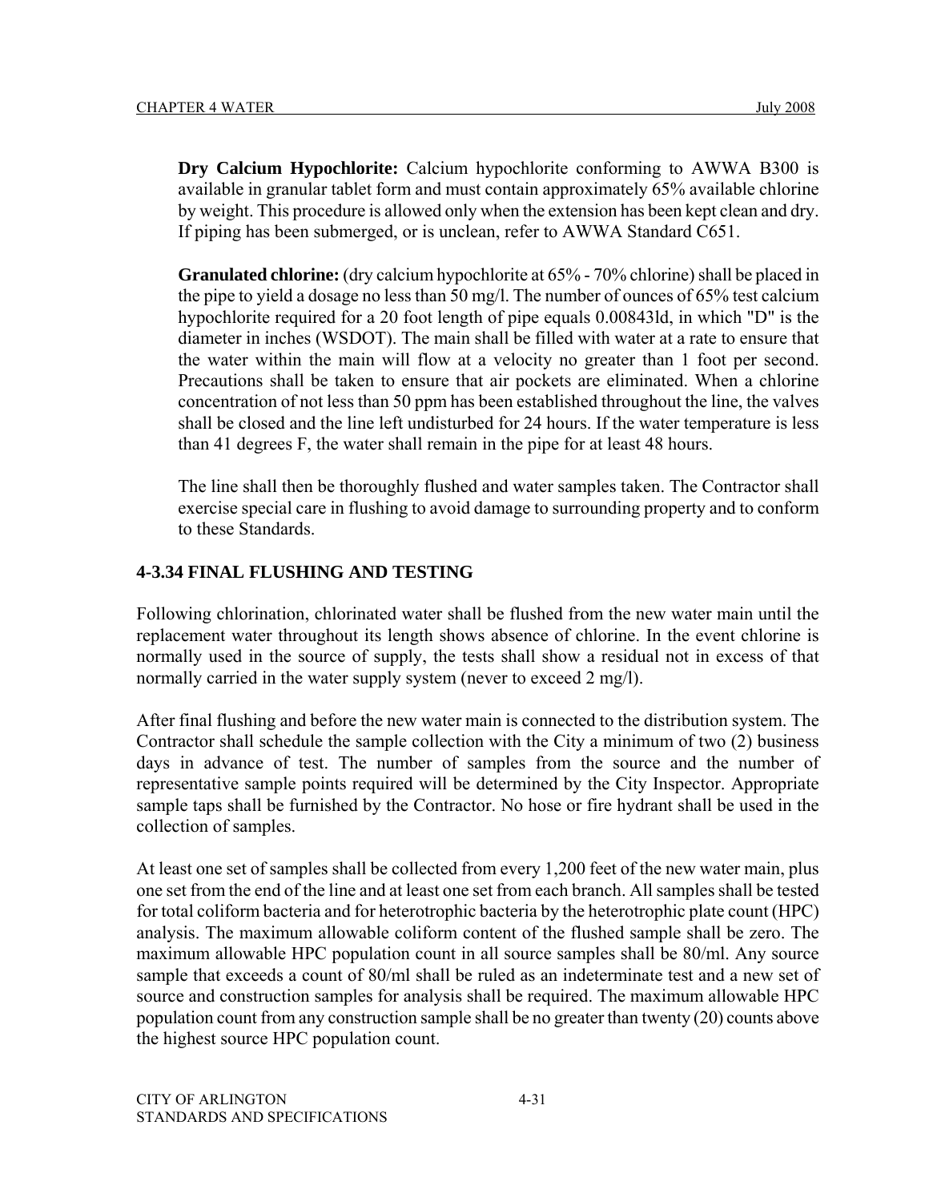**Dry Calcium Hypochlorite:** Calcium hypochlorite conforming to AWWA B300 is available in granular tablet form and must contain approximately 65% available chlorine by weight. This procedure is allowed only when the extension has been kept clean and dry. If piping has been submerged, or is unclean, refer to AWWA Standard C651.

**Granulated chlorine:** (dry calcium hypochlorite at 65% - 70% chlorine) shall be placed in the pipe to yield a dosage no less than 50 mg/l. The number of ounces of 65% test calcium hypochlorite required for a 20 foot length of pipe equals 0.00843ld, in which "D" is the diameter in inches (WSDOT). The main shall be filled with water at a rate to ensure that the water within the main will flow at a velocity no greater than 1 foot per second. Precautions shall be taken to ensure that air pockets are eliminated. When a chlorine concentration of not less than 50 ppm has been established throughout the line, the valves shall be closed and the line left undisturbed for 24 hours. If the water temperature is less than 41 degrees F, the water shall remain in the pipe for at least 48 hours.

The line shall then be thoroughly flushed and water samples taken. The Contractor shall exercise special care in flushing to avoid damage to surrounding property and to conform to these Standards.

## 4-3.34 FINAL FLUSHING AND TESTING

Following chlorination, chlorinated water shall be flushed from the new water main until the replacement water throughout its length shows absence of chlorine. In the event chlorine is normally used in the source of supply, the tests shall show a residual not in excess of that normally carried in the water supply system (never to exceed 2 mg/l).

After final flushing and before the new water main is connected to the distribution system. The Contractor shall schedule the sample collection with the City a minimum of two (2) business days in advance of test. The number of samples from the source and the number of representative sample points required will be determined by the City Inspector. Appropriate sample taps shall be furnished by the Contractor. No hose or fire hydrant shall be used in the collection of samples.

At least one set of samples shall be collected from every 1,200 feet of the new water main, plus one set from the end of the line and at least one set from each branch. All samples shall be tested for total coliform bacteria and for heterotrophic bacteria by the heterotrophic plate count (HPC) analysis. The maximum allowable coliform content of the flushed sample shall be zero. The maximum allowable HPC population count in all source samples shall be 80/ml. Any source sample that exceeds a count of 80/ml shall be ruled as an indeterminate test and a new set of source and construction samples for analysis shall be required. The maximum allowable HPC population count from any construction sample shall be no greater than twenty (20) counts above the highest source HPC population count.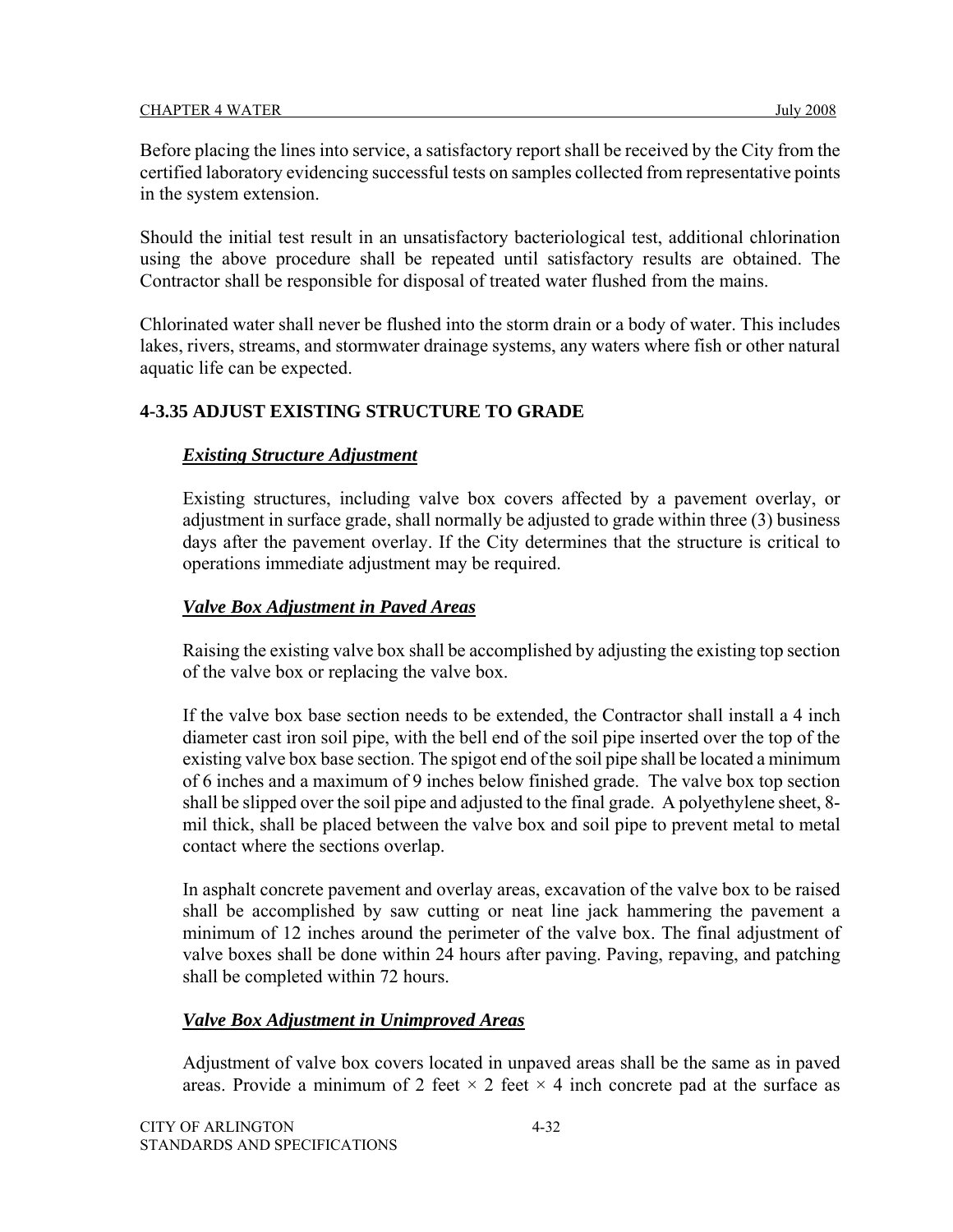Before placing the lines into service, a satisfactory report shall be received by the City from the certified laboratory evidencing successful tests on samples collected from representative points in the system extension.

Should the initial test result in an unsatisfactory bacteriological test, additional chlorination using the above procedure shall be repeated until satisfactory results are obtained. The Contractor shall be responsible for disposal of treated water flushed from the mains.

Chlorinated water shall never be flushed into the storm drain or a body of water. This includes lakes, rivers, streams, and stormwater drainage systems, any waters where fish or other natural aquatic life can be expected.

### 4-3.35 ADJUST EXISTING STRUCTURE TO GRADE

***Existing Structure Adjustment***

Existing structures, including valve box covers affected by a pavement overlay, or adjustment in surface grade, shall normally be adjusted to grade within three (3) business days after the pavement overlay. If the City determines that the structure is critical to operations immediate adjustment may be required.

***Valve Box Adjustment in Paved Areas***

Raising the existing valve box shall be accomplished by adjusting the existing top section of the valve box or replacing the valve box.

If the valve box base section needs to be extended, the Contractor shall install a 4 inch diameter cast iron soil pipe, with the bell end of the soil pipe inserted over the top of the existing valve box base section. The spigot end of the soil pipe shall be located a minimum of 6 inches and a maximum of 9 inches below finished grade. The valve box top section shall be slipped over the soil pipe and adjusted to the final grade. A polyethylene sheet, 8-mil thick, shall be placed between the valve box and soil pipe to prevent metal to metal contact where the sections overlap.

In asphalt concrete pavement and overlay areas, excavation of the valve box to be raised shall be accomplished by saw cutting or neat line jack hammering the pavement a minimum of 12 inches around the perimeter of the valve box. The final adjustment of valve boxes shall be done within 24 hours after paving. Paving, repaving, and patching shall be completed within 72 hours.

***Valve Box Adjustment in Unimproved Areas***

Adjustment of valve box covers located in unpaved areas shall be the same as in paved areas. Provide a minimum of 2 feet × 2 feet × 4 inch concrete pad at the surface as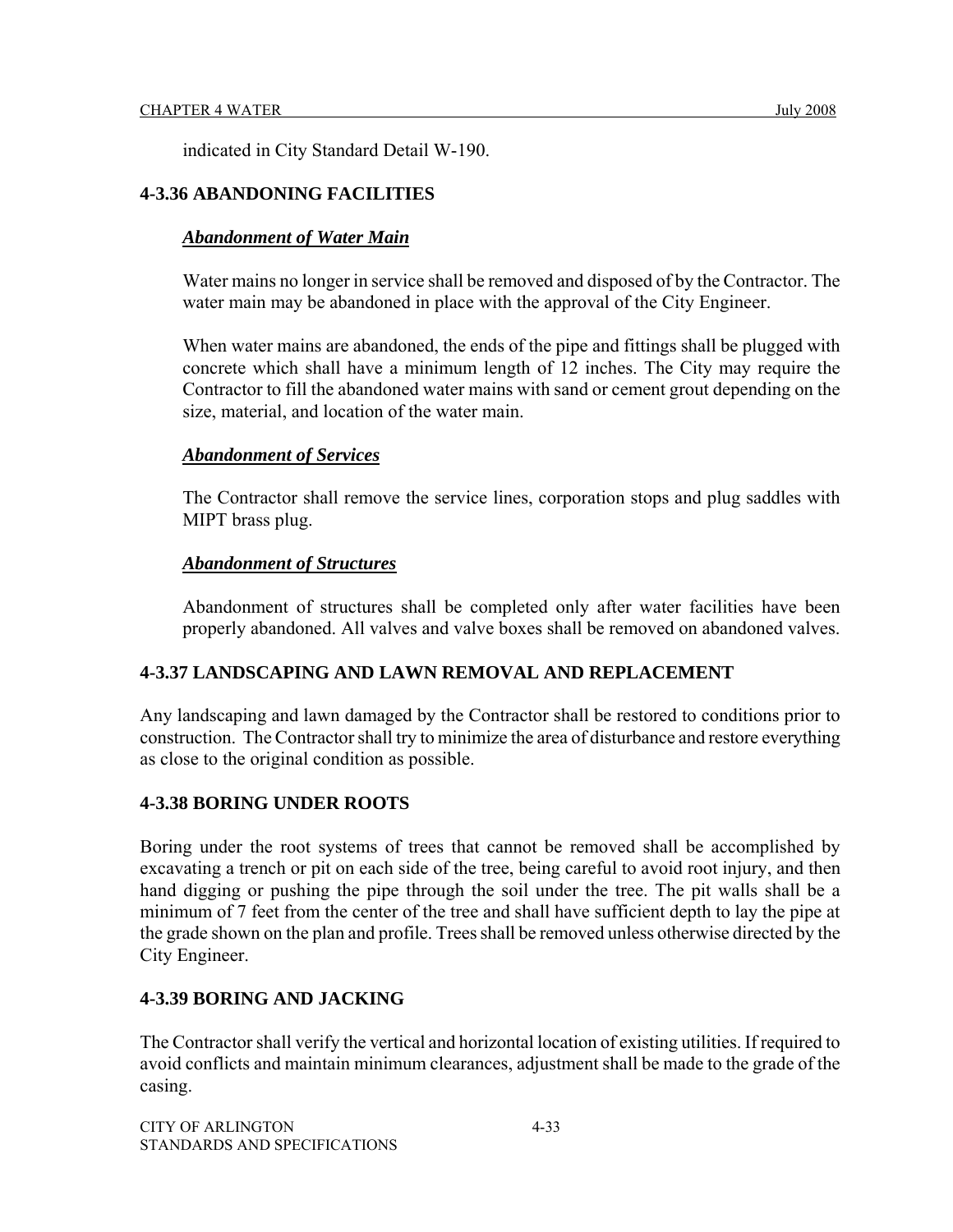indicated in City Standard Detail W-190.

### 4-3.36 ABANDONING FACILITIES

***Abandonment of Water Main***

Water mains no longer in service shall be removed and disposed of by the Contractor. The water main may be abandoned in place with the approval of the City Engineer.

When water mains are abandoned, the ends of the pipe and fittings shall be plugged with concrete which shall have a minimum length of 12 inches. The City may require the Contractor to fill the abandoned water mains with sand or cement grout depending on the size, material, and location of the water main.

***Abandonment of Services***

The Contractor shall remove the service lines, corporation stops and plug saddles with MIPT brass plug.

***Abandonment of Structures***

Abandonment of structures shall be completed only after water facilities have been properly abandoned. All valves and valve boxes shall be removed on abandoned valves.

### 4-3.37 LANDSCAPING AND LAWN REMOVAL AND REPLACEMENT

Any landscaping and lawn damaged by the Contractor shall be restored to conditions prior to construction. The Contractor shall try to minimize the area of disturbance and restore everything as close to the original condition as possible.

### 4-3.38 BORING UNDER ROOTS

Boring under the root systems of trees that cannot be removed shall be accomplished by excavating a trench or pit on each side of the tree, being careful to avoid root injury, and then hand digging or pushing the pipe through the soil under the tree. The pit walls shall be a minimum of 7 feet from the center of the tree and shall have sufficient depth to lay the pipe at the grade shown on the plan and profile. Trees shall be removed unless otherwise directed by the City Engineer.

### 4-3.39 BORING AND JACKING

The Contractor shall verify the vertical and horizontal location of existing utilities. If required to avoid conflicts and maintain minimum clearances, adjustment shall be made to the grade of the casing.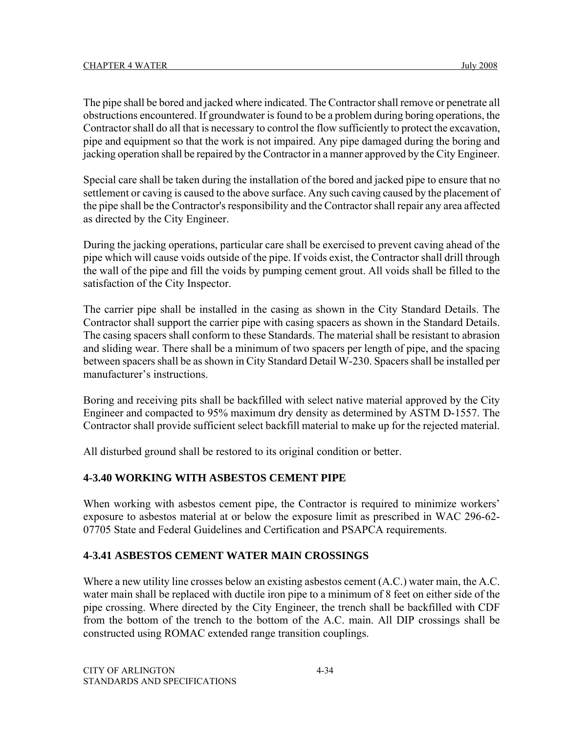The pipe shall be bored and jacked where indicated. The Contractor shall remove or penetrate all obstructions encountered. If groundwater is found to be a problem during boring operations, the Contractor shall do all that is necessary to control the flow sufficiently to protect the excavation, pipe and equipment so that the work is not impaired. Any pipe damaged during the boring and jacking operation shall be repaired by the Contractor in a manner approved by the City Engineer.

Special care shall be taken during the installation of the bored and jacked pipe to ensure that no settlement or caving is caused to the above surface. Any such caving caused by the placement of the pipe shall be the Contractor's responsibility and the Contractor shall repair any area affected as directed by the City Engineer.

During the jacking operations, particular care shall be exercised to prevent caving ahead of the pipe which will cause voids outside of the pipe. If voids exist, the Contractor shall drill through the wall of the pipe and fill the voids by pumping cement grout. All voids shall be filled to the satisfaction of the City Inspector.

The carrier pipe shall be installed in the casing as shown in the City Standard Details. The Contractor shall support the carrier pipe with casing spacers as shown in the Standard Details. The casing spacers shall conform to these Standards. The material shall be resistant to abrasion and sliding wear. There shall be a minimum of two spacers per length of pipe, and the spacing between spacers shall be as shown in City Standard Detail W-230. Spacers shall be installed per manufacturer's instructions.

Boring and receiving pits shall be backfilled with select native material approved by the City Engineer and compacted to 95% maximum dry density as determined by ASTM D-1557. The Contractor shall provide sufficient select backfill material to make up for the rejected material.

All disturbed ground shall be restored to its original condition or better.

## 4-3.40 WORKING WITH ASBESTOS CEMENT PIPE

When working with asbestos cement pipe, the Contractor is required to minimize workers' exposure to asbestos material at or below the exposure limit as prescribed in WAC 296-62-07705 State and Federal Guidelines and Certification and PSAPCA requirements.

## 4-3.41 ASBESTOS CEMENT WATER MAIN CROSSINGS

Where a new utility line crosses below an existing asbestos cement (A.C.) water main, the A.C. water main shall be replaced with ductile iron pipe to a minimum of 8 feet on either side of the pipe crossing. Where directed by the City Engineer, the trench shall be backfilled with CDF from the bottom of the trench to the bottom of the A.C. main. All DIP crossings shall be constructed using ROMAC extended range transition couplings.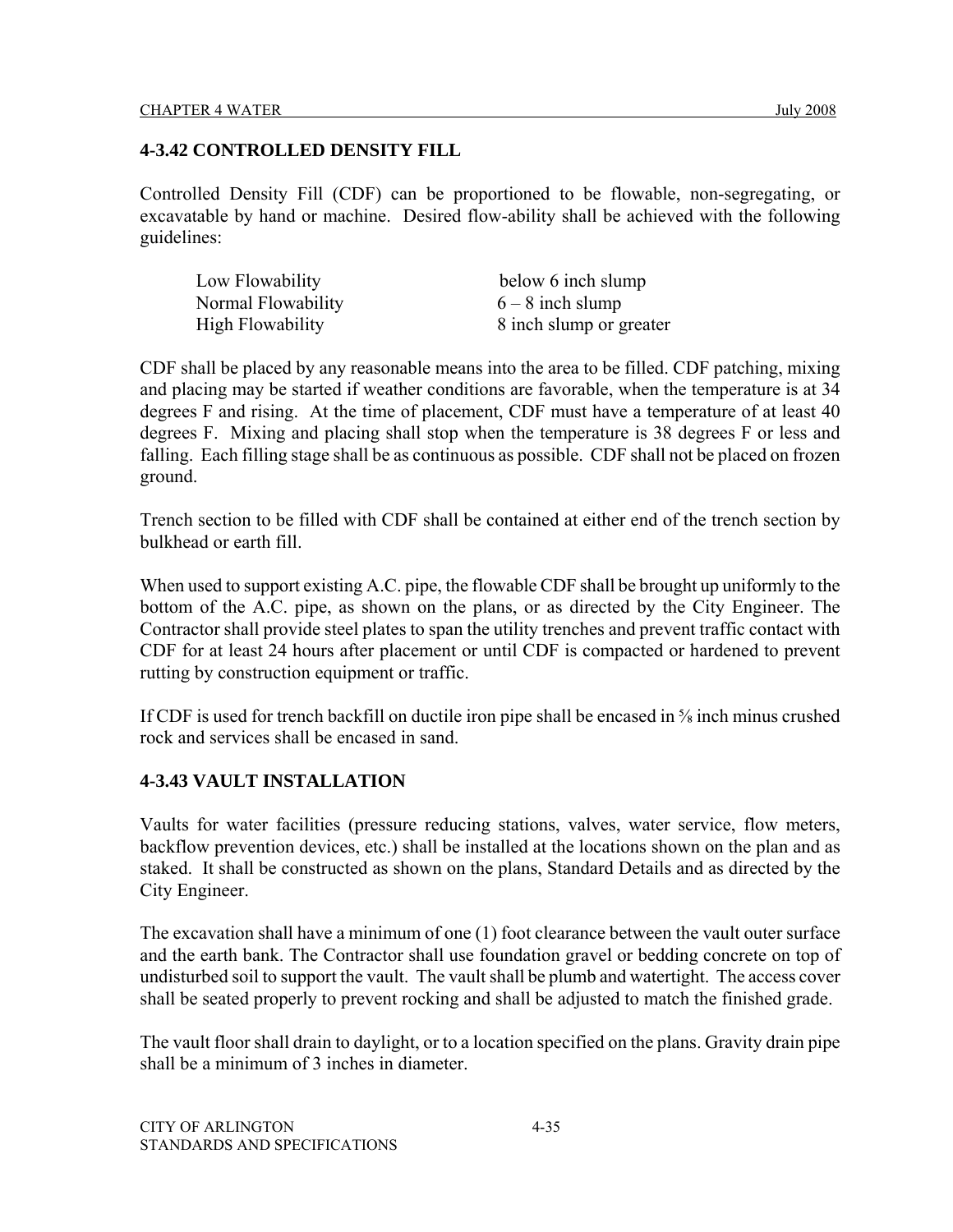## 4-3.42 CONTROLLED DENSITY FILL

Controlled Density Fill (CDF) can be proportioned to be flowable, non-segregating, or excavatable by hand or machine. Desired flow-ability shall be achieved with the following guidelines:

| | |
|---|---|
| Low Flowability | below 6 inch slump |
| Normal Flowability | 6 – 8 inch slump |
| High Flowability | 8 inch slump or greater |

CDF shall be placed by any reasonable means into the area to be filled. CDF patching, mixing and placing may be started if weather conditions are favorable, when the temperature is at 34 degrees F and rising. At the time of placement, CDF must have a temperature of at least 40 degrees F. Mixing and placing shall stop when the temperature is 38 degrees F or less and falling. Each filling stage shall be as continuous as possible. CDF shall not be placed on frozen ground.

Trench section to be filled with CDF shall be contained at either end of the trench section by bulkhead or earth fill.

When used to support existing A.C. pipe, the flowable CDF shall be brought up uniformly to the bottom of the A.C. pipe, as shown on the plans, or as directed by the City Engineer. The Contractor shall provide steel plates to span the utility trenches and prevent traffic contact with CDF for at least 24 hours after placement or until CDF is compacted or hardened to prevent rutting by construction equipment or traffic.

If CDF is used for trench backfill on ductile iron pipe shall be encased in ⅝ inch minus crushed rock and services shall be encased in sand.

## 4-3.43 VAULT INSTALLATION

Vaults for water facilities (pressure reducing stations, valves, water service, flow meters, backflow prevention devices, etc.) shall be installed at the locations shown on the plan and as staked. It shall be constructed as shown on the plans, Standard Details and as directed by the City Engineer.

The excavation shall have a minimum of one (1) foot clearance between the vault outer surface and the earth bank. The Contractor shall use foundation gravel or bedding concrete on top of undisturbed soil to support the vault. The vault shall be plumb and watertight. The access cover shall be seated properly to prevent rocking and shall be adjusted to match the finished grade.

The vault floor shall drain to daylight, or to a location specified on the plans. Gravity drain pipe shall be a minimum of 3 inches in diameter.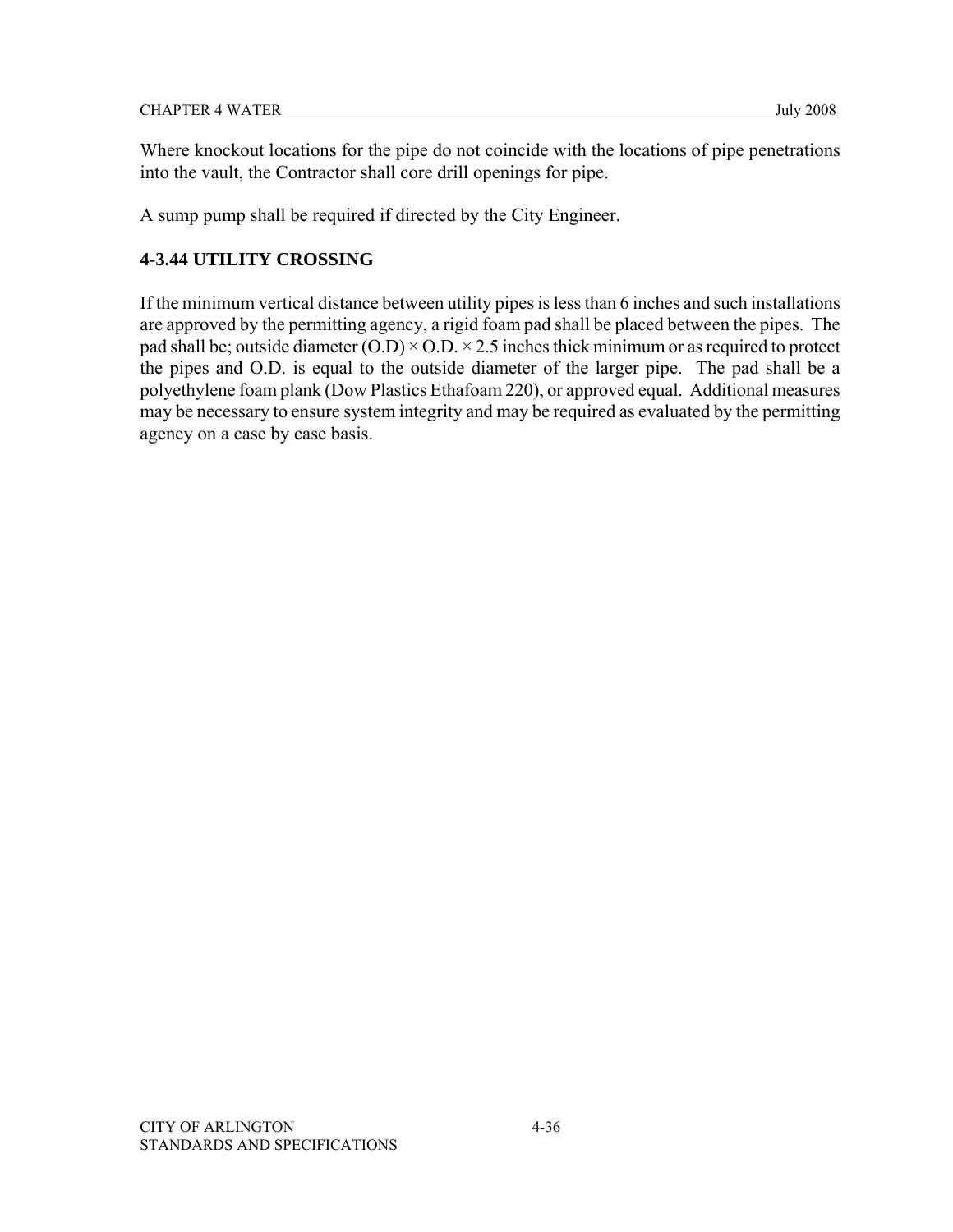Where knockout locations for the pipe do not coincide with the locations of pipe penetrations into the vault, the Contractor shall core drill openings for pipe.

A sump pump shall be required if directed by the City Engineer.

### 4-3.44 UTILITY CROSSING

If the minimum vertical distance between utility pipes is less than 6 inches and such installations are approved by the permitting agency, a rigid foam pad shall be placed between the pipes. The pad shall be; outside diameter (O.D) × O.D. × 2.5 inches thick minimum or as required to protect the pipes and O.D. is equal to the outside diameter of the larger pipe. The pad shall be a polyethylene foam plank (Dow Plastics Ethafoam 220), or approved equal. Additional measures may be necessary to ensure system integrity and may be required as evaluated by the permitting agency on a case by case basis.